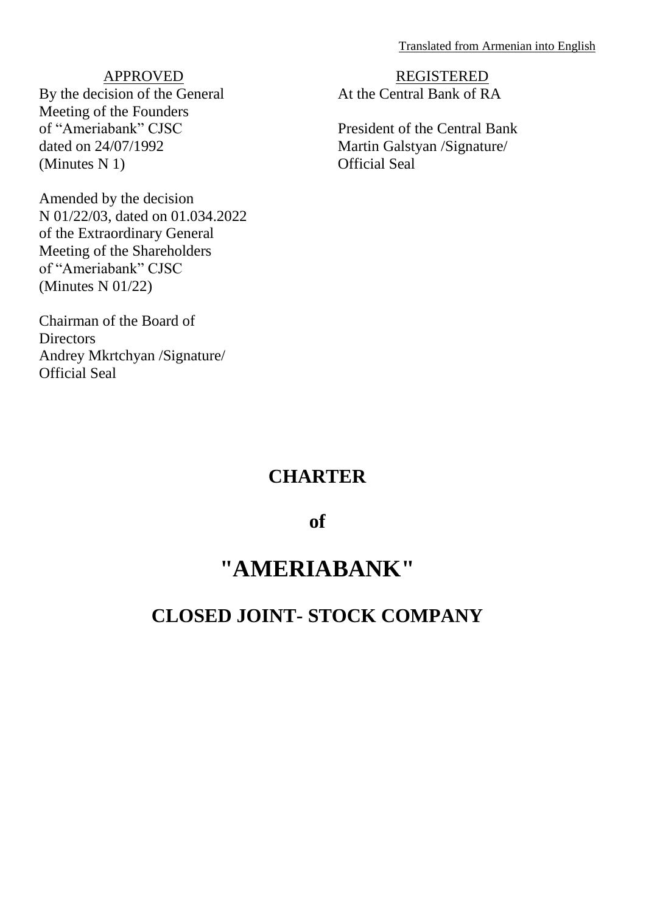Translated from Armenian into English

APPROVED
By the decision of the General Meeting of the Founders of "Ameriabank" CJSC dated on 24/07/1992 (Minutes N 1)

Amended by the decision N 01/22/03, dated on 01.034.2022 of the Extraordinary General Meeting of the Shareholders of "Ameriabank" CJSC (Minutes N 01/22)

Chairman of the Board of Directors
Andrey Mkrtchyan /Signature/
Official Seal

REGISTERED
At the Central Bank of RA

President of the Central Bank
Martin Galstyan /Signature/
Official Seal

# CHARTER

# of

# "AMERIABANK"

# CLOSED JOINT- STOCK COMPANY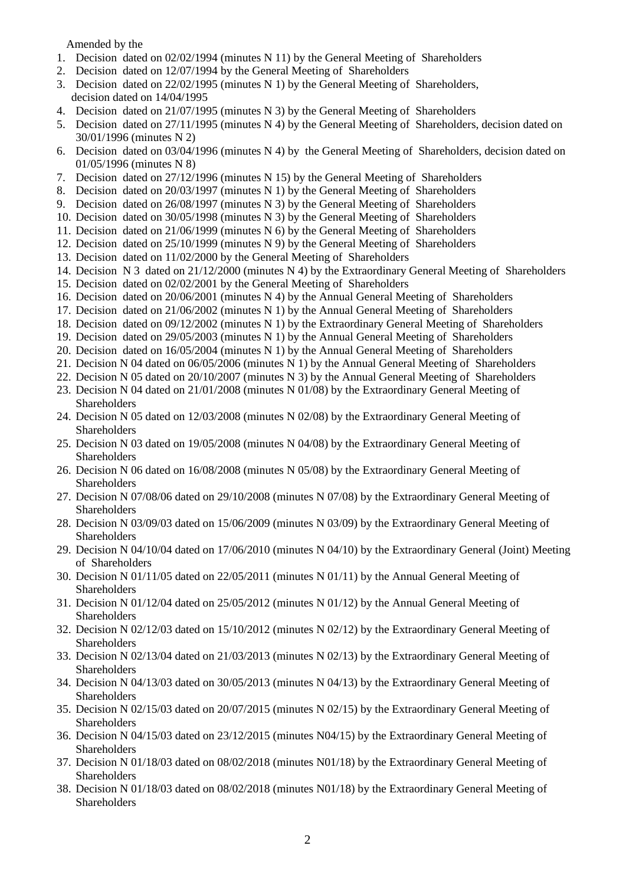Amended by the

1. Decision dated on 02/02/1994 (minutes N 11) by the General Meeting of Shareholders
2. Decision dated on 12/07/1994 by the General Meeting of Shareholders
3. Decision dated on 22/02/1995 (minutes N 1) by the General Meeting of Shareholders, decision dated on 14/04/1995
4. Decision dated on 21/07/1995 (minutes N 3) by the General Meeting of Shareholders
5. Decision dated on 27/11/1995 (minutes N 4) by the General Meeting of Shareholders, decision dated on 30/01/1996 (minutes N 2)
6. Decision dated on 03/04/1996 (minutes N 4) by the General Meeting of Shareholders, decision dated on 01/05/1996 (minutes N 8)
7. Decision dated on 27/12/1996 (minutes N 15) by the General Meeting of Shareholders
8. Decision dated on 20/03/1997 (minutes N 1) by the General Meeting of Shareholders
9. Decision dated on 26/08/1997 (minutes N 3) by the General Meeting of Shareholders
10. Decision dated on 30/05/1998 (minutes N 3) by the General Meeting of Shareholders
11. Decision dated on 21/06/1999 (minutes N 6) by the General Meeting of Shareholders
12. Decision dated on 25/10/1999 (minutes N 9) by the General Meeting of Shareholders
13. Decision dated on 11/02/2000 by the General Meeting of Shareholders
14. Decision N 3 dated on 21/12/2000 (minutes N 4) by the Extraordinary General Meeting of Shareholders
15. Decision dated on 02/02/2001 by the General Meeting of Shareholders
16. Decision dated on 20/06/2001 (minutes N 4) by the Annual General Meeting of Shareholders
17. Decision dated on 21/06/2002 (minutes N 1) by the Annual General Meeting of Shareholders
18. Decision dated on 09/12/2002 (minutes N 1) by the Extraordinary General Meeting of Shareholders
19. Decision dated on 29/05/2003 (minutes N 1) by the Annual General Meeting of Shareholders
20. Decision dated on 16/05/2004 (minutes N 1) by the Annual General Meeting of Shareholders
21. Decision N 04 dated on 06/05/2006 (minutes N 1) by the Annual General Meeting of Shareholders
22. Decision N 05 dated on 20/10/2007 (minutes N 3) by the Annual General Meeting of Shareholders
23. Decision N 04 dated on 21/01/2008 (minutes N 01/08) by the Extraordinary General Meeting of Shareholders
24. Decision N 05 dated on 12/03/2008 (minutes N 02/08) by the Extraordinary General Meeting of Shareholders
25. Decision N 03 dated on 19/05/2008 (minutes N 04/08) by the Extraordinary General Meeting of Shareholders
26. Decision N 06 dated on 16/08/2008 (minutes N 05/08) by the Extraordinary General Meeting of Shareholders
27. Decision N 07/08/06 dated on 29/10/2008 (minutes N 07/08) by the Extraordinary General Meeting of Shareholders
28. Decision N 03/09/03 dated on 15/06/2009 (minutes N 03/09) by the Extraordinary General Meeting of Shareholders
29. Decision N 04/10/04 dated on 17/06/2010 (minutes N 04/10) by the Extraordinary General (Joint) Meeting of Shareholders
30. Decision N 01/11/05 dated on 22/05/2011 (minutes N 01/11) by the Annual General Meeting of Shareholders
31. Decision N 01/12/04 dated on 25/05/2012 (minutes N 01/12) by the Annual General Meeting of Shareholders
32. Decision N 02/12/03 dated on 15/10/2012 (minutes N 02/12) by the Extraordinary General Meeting of Shareholders
33. Decision N 02/13/04 dated on 21/03/2013 (minutes N 02/13) by the Extraordinary General Meeting of Shareholders
34. Decision N 04/13/03 dated on 30/05/2013 (minutes N 04/13) by the Extraordinary General Meeting of Shareholders
35. Decision N 02/15/03 dated on 20/07/2015 (minutes N 02/15) by the Extraordinary General Meeting of Shareholders
36. Decision N 04/15/03 dated on 23/12/2015 (minutes N04/15) by the Extraordinary General Meeting of Shareholders
37. Decision N 01/18/03 dated on 08/02/2018 (minutes N01/18) by the Extraordinary General Meeting of Shareholders
38. Decision N 01/18/03 dated on 08/02/2018 (minutes N01/18) by the Extraordinary General Meeting of Shareholders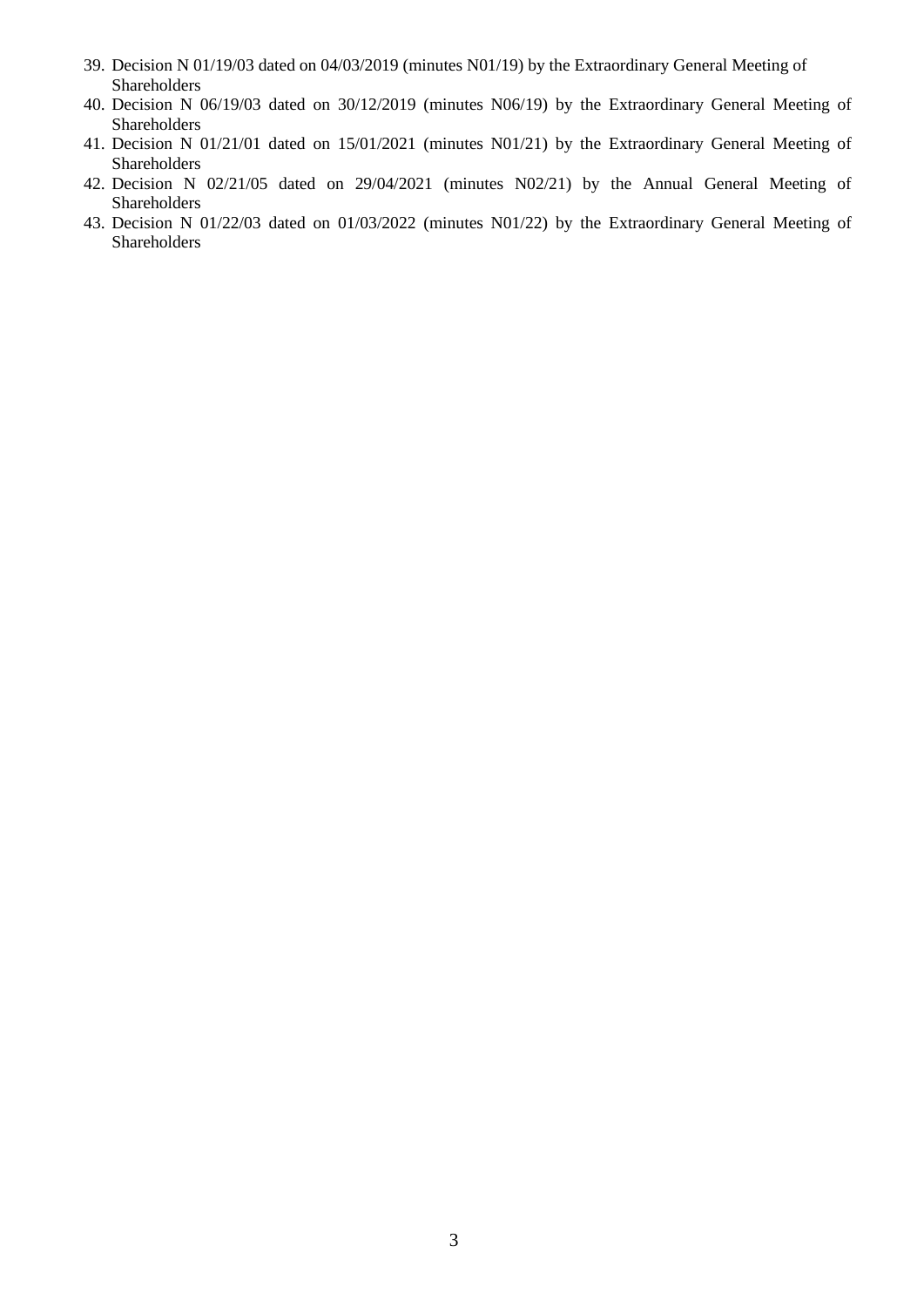39. Decision N 01/19/03 dated on 04/03/2019 (minutes N01/19) by the Extraordinary General Meeting of Shareholders
40. Decision N 06/19/03 dated on 30/12/2019 (minutes N06/19) by the Extraordinary General Meeting of Shareholders
41. Decision N 01/21/01 dated on 15/01/2021 (minutes N01/21) by the Extraordinary General Meeting of Shareholders
42. Decision N 02/21/05 dated on 29/04/2021 (minutes N02/21) by the Annual General Meeting of Shareholders
43. Decision N 01/22/03 dated on 01/03/2022 (minutes N01/22) by the Extraordinary General Meeting of Shareholders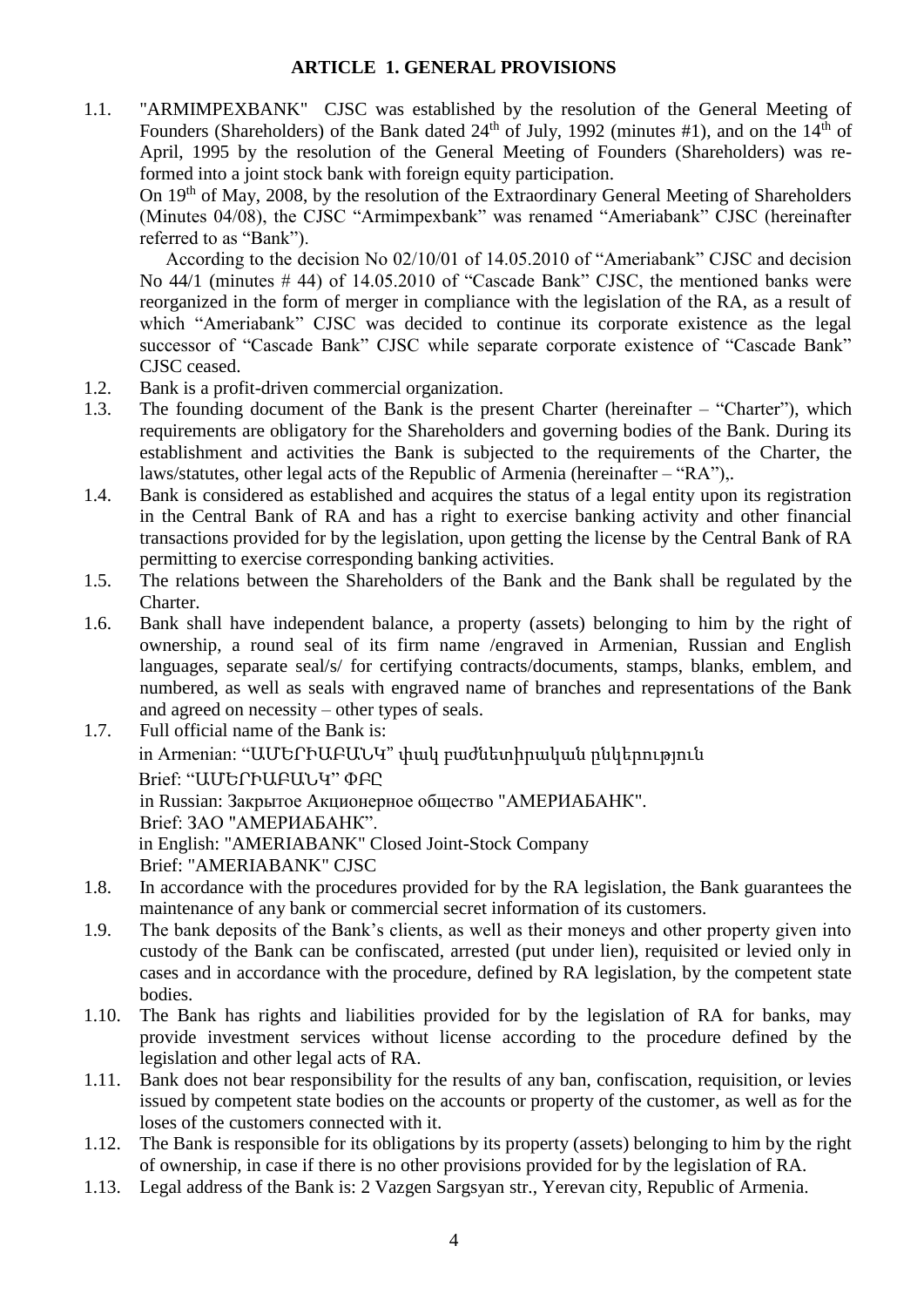## ARTICLE 1. GENERAL PROVISIONS

1.1. "ARMIMPEXBANK" CJSC was established by the resolution of the General Meeting of Founders (Shareholders) of the Bank dated 24th of July, 1992 (minutes #1), and on the 14th of April, 1995 by the resolution of the General Meeting of Founders (Shareholders) was re-formed into a joint stock bank with foreign equity participation.

On 19th of May, 2008, by the resolution of the Extraordinary General Meeting of Shareholders (Minutes 04/08), the CJSC "Armimpexbank" was renamed "Ameriabank" CJSC (hereinafter referred to as "Bank").

According to the decision No 02/10/01 of 14.05.2010 of "Ameriabank" CJSC and decision No 44/1 (minutes # 44) of 14.05.2010 of "Cascade Bank" CJSC, the mentioned banks were reorganized in the form of merger in compliance with the legislation of the RA, as a result of which "Ameriabank" CJSC was decided to continue its corporate existence as the legal successor of "Cascade Bank" CJSC while separate corporate existence of "Cascade Bank" CJSC ceased.

1.2. Bank is a profit-driven commercial organization.

1.3. The founding document of the Bank is the present Charter (hereinafter – "Charter"), which requirements are obligatory for the Shareholders and governing bodies of the Bank. During its establishment and activities the Bank is subjected to the requirements of the Charter, the laws/statutes, other legal acts of the Republic of Armenia (hereinafter – "RA"),.

1.4. Bank is considered as established and acquires the status of a legal entity upon its registration in the Central Bank of RA and has a right to exercise banking activity and other financial transactions provided for by the legislation, upon getting the license by the Central Bank of RA permitting to exercise corresponding banking activities.

1.5. The relations between the Shareholders of the Bank and the Bank shall be regulated by the Charter.

1.6. Bank shall have independent balance, a property (assets) belonging to him by the right of ownership, a round seal of its firm name /engraved in Armenian, Russian and English languages, separate seal/s/ for certifying contracts/documents, stamps, blanks, emblem, and numbered, as well as seals with engraved name of branches and representations of the Bank and agreed on necessity – other types of seals.

1.7. Full official name of the Bank is:
in Armenian: "ԱՄԵՐԻԱԲԱՆԿ" փակ բաժնետիրական ընկերություն
Brief: "ԱՄԵՐԻԱԲԱՆԿ" ՓԲԸ
in Russian: Закрытое Акционерное общество "АМЕРИАБАНК".
Brief: ЗАО "АМЕРИАБАНК".
in English: "AMERIABANK" Closed Joint-Stock Company
Brief: "AMERIABANK" CJSC

1.8. In accordance with the procedures provided for by the RA legislation, the Bank guarantees the maintenance of any bank or commercial secret information of its customers.

1.9. The bank deposits of the Bank's clients, as well as their moneys and other property given into custody of the Bank can be confiscated, arrested (put under lien), requisited or levied only in cases and in accordance with the procedure, defined by RA legislation, by the competent state bodies.

1.10. The Bank has rights and liabilities provided for by the legislation of RA for banks, may provide investment services without license according to the procedure defined by the legislation and other legal acts of RA.

1.11. Bank does not bear responsibility for the results of any ban, confiscation, requisition, or levies issued by competent state bodies on the accounts or property of the customer, as well as for the loses of the customers connected with it.

1.12. The Bank is responsible for its obligations by its property (assets) belonging to him by the right of ownership, in case if there is no other provisions provided for by the legislation of RA.

1.13. Legal address of the Bank is: 2 Vazgen Sargsyan str., Yerevan city, Republic of Armenia.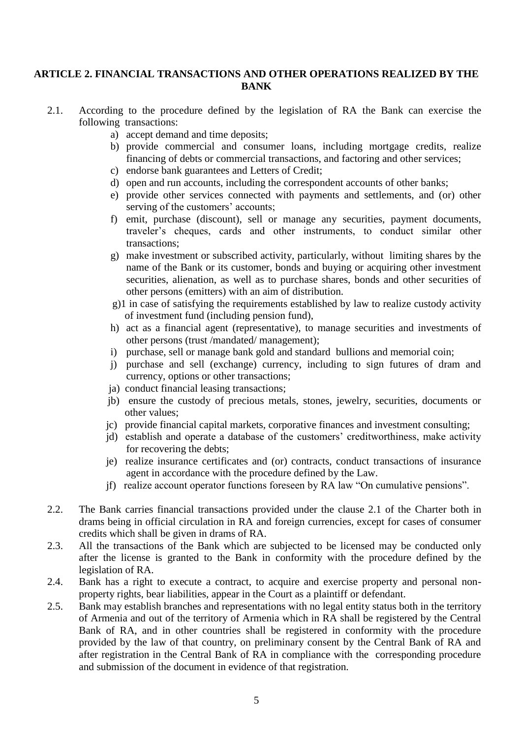## ARTICLE 2. FINANCIAL TRANSACTIONS AND OTHER OPERATIONS REALIZED BY THE BANK

2.1. According to the procedure defined by the legislation of RA the Bank can exercise the following transactions:

   a) accept demand and time deposits;
   b) provide commercial and consumer loans, including mortgage credits, realize financing of debts or commercial transactions, and factoring and other services;
   c) endorse bank guarantees and Letters of Credit;
   d) open and run accounts, including the correspondent accounts of other banks;
   e) provide other services connected with payments and settlements, and (or) other serving of the customers' accounts;
   f) emit, purchase (discount), sell or manage any securities, payment documents, traveler's cheques, cards and other instruments, to conduct similar other transactions;
   g) make investment or subscribed activity, particularly, without limiting shares by the name of the Bank or its customer, bonds and buying or acquiring other investment securities, alienation, as well as to purchase shares, bonds and other securities of other persons (emitters) with an aim of distribution.
   g)1 in case of satisfying the requirements established by law to realize custody activity of investment fund (including pension fund),
   h) act as a financial agent (representative), to manage securities and investments of other persons (trust /mandated/ management);
   i) purchase, sell or manage bank gold and standard bullions and memorial coin;
   j) purchase and sell (exchange) currency, including to sign futures of dram and currency, options or other transactions;
   ja) conduct financial leasing transactions;
   jb) ensure the custody of precious metals, stones, jewelry, securities, documents or other values;
   jc) provide financial capital markets, corporative finances and investment consulting;
   jd) establish and operate a database of the customers' creditworthiness, make activity for recovering the debts;
   je) realize insurance certificates and (or) contracts, conduct transactions of insurance agent in accordance with the procedure defined by the Law.
   jf) realize account operator functions foreseen by RA law "On cumulative pensions".

2.2. The Bank carries financial transactions provided under the clause 2.1 of the Charter both in drams being in official circulation in RA and foreign currencies, except for cases of consumer credits which shall be given in drams of RA.

2.3. All the transactions of the Bank which are subjected to be licensed may be conducted only after the license is granted to the Bank in conformity with the procedure defined by the legislation of RA.

2.4. Bank has a right to execute a contract, to acquire and exercise property and personal non-property rights, bear liabilities, appear in the Court as a plaintiff or defendant.

2.5. Bank may establish branches and representations with no legal entity status both in the territory of Armenia and out of the territory of Armenia which in RA shall be registered by the Central Bank of RA, and in other countries shall be registered in conformity with the procedure provided by the law of that country, on preliminary consent by the Central Bank of RA and after registration in the Central Bank of RA in compliance with the corresponding procedure and submission of the document in evidence of that registration.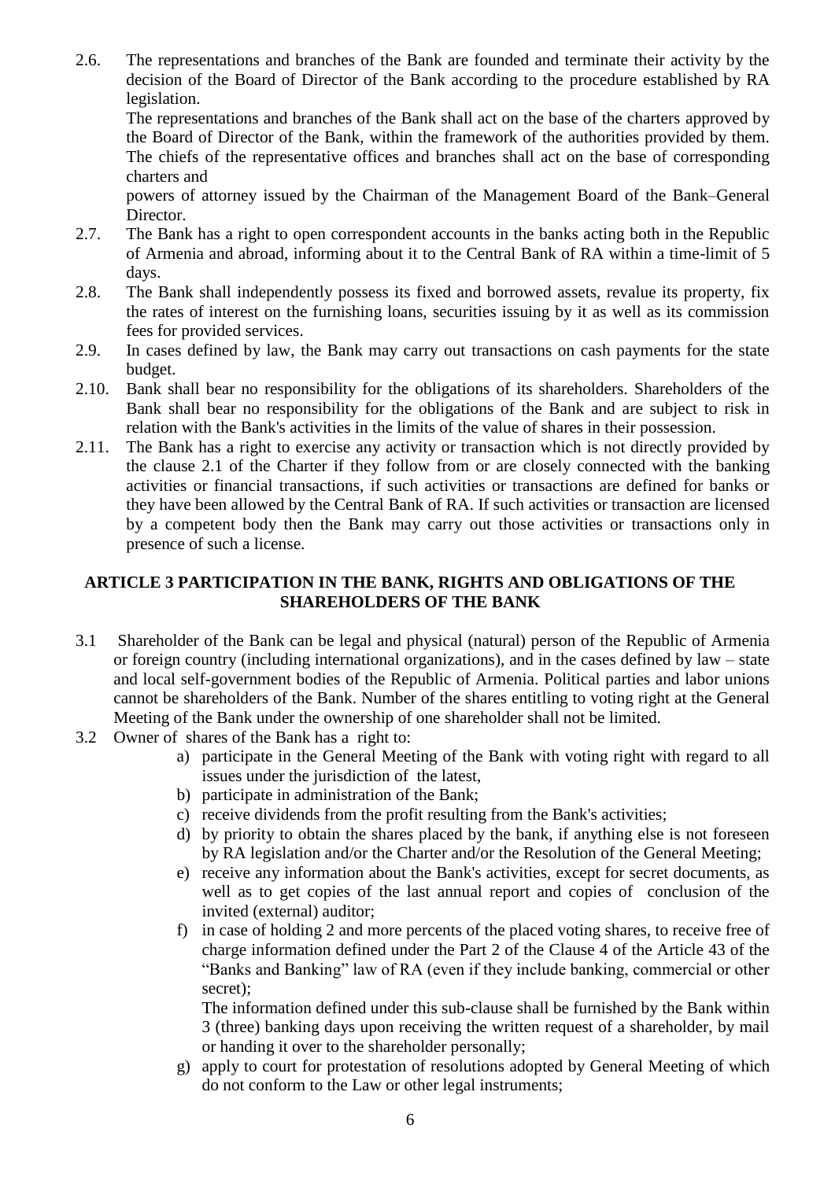2.6. The representations and branches of the Bank are founded and terminate their activity by the decision of the Board of Director of the Bank according to the procedure established by RA legislation.

The representations and branches of the Bank shall act on the base of the charters approved by the Board of Director of the Bank, within the framework of the authorities provided by them. The chiefs of the representative offices and branches shall act on the base of corresponding charters and

powers of attorney issued by the Chairman of the Management Board of the Bank–General Director.

2.7. The Bank has a right to open correspondent accounts in the banks acting both in the Republic of Armenia and abroad, informing about it to the Central Bank of RA within a time-limit of 5 days.

2.8. The Bank shall independently possess its fixed and borrowed assets, revalue its property, fix the rates of interest on the furnishing loans, securities issuing by it as well as its commission fees for provided services.

2.9. In cases defined by law, the Bank may carry out transactions on cash payments for the state budget.

2.10. Bank shall bear no responsibility for the obligations of its shareholders. Shareholders of the Bank shall bear no responsibility for the obligations of the Bank and are subject to risk in relation with the Bank's activities in the limits of the value of shares in their possession.

2.11. The Bank has a right to exercise any activity or transaction which is not directly provided by the clause 2.1 of the Charter if they follow from or are closely connected with the banking activities or financial transactions, if such activities or transactions are defined for banks or they have been allowed by the Central Bank of RA. If such activities or transaction are licensed by a competent body then the Bank may carry out those activities or transactions only in presence of such a license.

## ARTICLE 3 PARTICIPATION IN THE BANK, RIGHTS AND OBLIGATIONS OF THE SHAREHOLDERS OF THE BANK

3.1 Shareholder of the Bank can be legal and physical (natural) person of the Republic of Armenia or foreign country (including international organizations), and in the cases defined by law – state and local self-government bodies of the Republic of Armenia. Political parties and labor unions cannot be shareholders of the Bank. Number of the shares entitling to voting right at the General Meeting of the Bank under the ownership of one shareholder shall not be limited.

3.2 Owner of shares of the Bank has a right to:

a) participate in the General Meeting of the Bank with voting right with regard to all issues under the jurisdiction of the latest,
b) participate in administration of the Bank;
c) receive dividends from the profit resulting from the Bank's activities;
d) by priority to obtain the shares placed by the bank, if anything else is not foreseen by RA legislation and/or the Charter and/or the Resolution of the General Meeting;
e) receive any information about the Bank's activities, except for secret documents, as well as to get copies of the last annual report and copies of conclusion of the invited (external) auditor;
f) in case of holding 2 and more percents of the placed voting shares, to receive free of charge information defined under the Part 2 of the Clause 4 of the Article 43 of the "Banks and Banking" law of RA (even if they include banking, commercial or other secret);

   The information defined under this sub-clause shall be furnished by the Bank within 3 (three) banking days upon receiving the written request of a shareholder, by mail or handing it over to the shareholder personally;
g) apply to court for protestation of resolutions adopted by General Meeting of which do not conform to the Law or other legal instruments;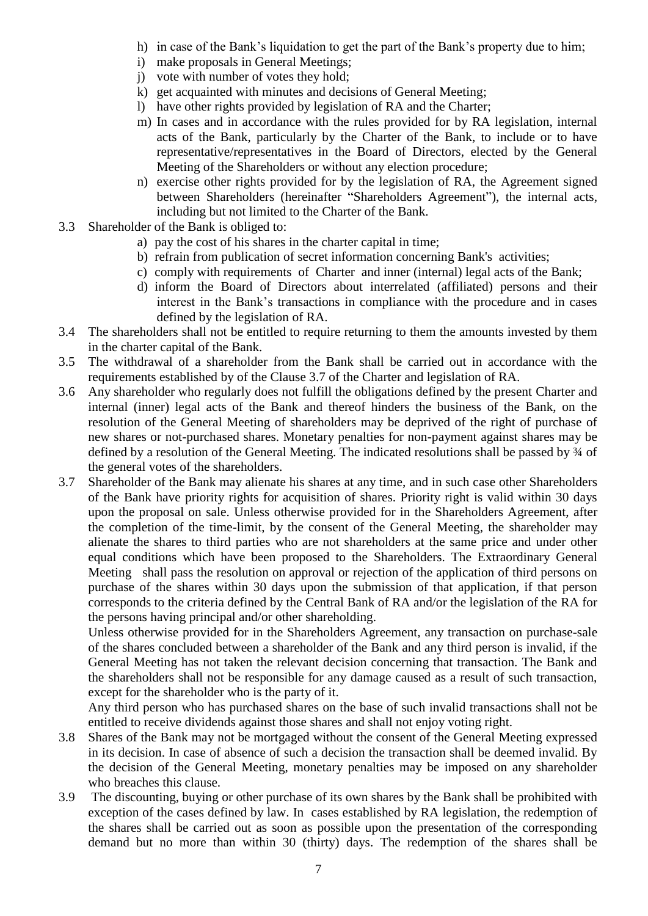- h) in case of the Bank's liquidation to get the part of the Bank's property due to him;
- i) make proposals in General Meetings;
- j) vote with number of votes they hold;
- k) get acquainted with minutes and decisions of General Meeting;
- l) have other rights provided by legislation of RA and the Charter;
- m) In cases and in accordance with the rules provided for by RA legislation, internal acts of the Bank, particularly by the Charter of the Bank, to include or to have representative/representatives in the Board of Directors, elected by the General Meeting of the Shareholders or without any election procedure;
- n) exercise other rights provided for by the legislation of RA, the Agreement signed between Shareholders (hereinafter "Shareholders Agreement"), the internal acts, including but not limited to the Charter of the Bank.

3.3 Shareholder of the Bank is obliged to:

- a) pay the cost of his shares in the charter capital in time;
- b) refrain from publication of secret information concerning Bank's activities;
- c) comply with requirements of Charter and inner (internal) legal acts of the Bank;
- d) inform the Board of Directors about interrelated (affiliated) persons and their interest in the Bank's transactions in compliance with the procedure and in cases defined by the legislation of RA.

3.4 The shareholders shall not be entitled to require returning to them the amounts invested by them in the charter capital of the Bank.

3.5 The withdrawal of a shareholder from the Bank shall be carried out in accordance with the requirements established by of the Clause 3.7 of the Charter and legislation of RA.

3.6 Any shareholder who regularly does not fulfill the obligations defined by the present Charter and internal (inner) legal acts of the Bank and thereof hinders the business of the Bank, on the resolution of the General Meeting of shareholders may be deprived of the right of purchase of new shares or not-purchased shares. Monetary penalties for non-payment against shares may be defined by a resolution of the General Meeting. The indicated resolutions shall be passed by ¾ of the general votes of the shareholders.

3.7 Shareholder of the Bank may alienate his shares at any time, and in such case other Shareholders of the Bank have priority rights for acquisition of shares. Priority right is valid within 30 days upon the proposal on sale. Unless otherwise provided for in the Shareholders Agreement, after the completion of the time-limit, by the consent of the General Meeting, the shareholder may alienate the shares to third parties who are not shareholders at the same price and under other equal conditions which have been proposed to the Shareholders. The Extraordinary General Meeting shall pass the resolution on approval or rejection of the application of third persons on purchase of the shares within 30 days upon the submission of that application, if that person corresponds to the criteria defined by the Central Bank of RA and/or the legislation of the RA for the persons having principal and/or other shareholding.

Unless otherwise provided for in the Shareholders Agreement, any transaction on purchase-sale of the shares concluded between a shareholder of the Bank and any third person is invalid, if the General Meeting has not taken the relevant decision concerning that transaction. The Bank and the shareholders shall not be responsible for any damage caused as a result of such transaction, except for the shareholder who is the party of it.

Any third person who has purchased shares on the base of such invalid transactions shall not be entitled to receive dividends against those shares and shall not enjoy voting right.

3.8 Shares of the Bank may not be mortgaged without the consent of the General Meeting expressed in its decision. In case of absence of such a decision the transaction shall be deemed invalid. By the decision of the General Meeting, monetary penalties may be imposed on any shareholder who breaches this clause.

3.9 The discounting, buying or other purchase of its own shares by the Bank shall be prohibited with exception of the cases defined by law. In cases established by RA legislation, the redemption of the shares shall be carried out as soon as possible upon the presentation of the corresponding demand but no more than within 30 (thirty) days. The redemption of the shares shall be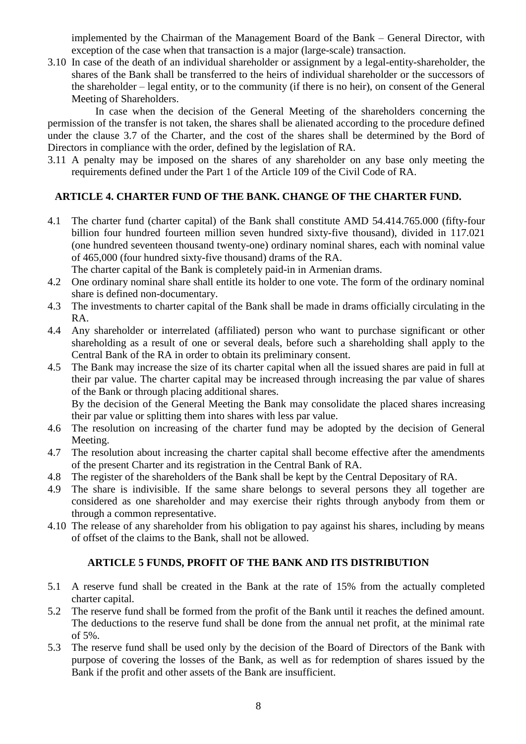implemented by the Chairman of the Management Board of the Bank – General Director, with exception of the case when that transaction is a major (large-scale) transaction.

3.10 In case of the death of an individual shareholder or assignment by a legal-entity-shareholder, the shares of the Bank shall be transferred to the heirs of individual shareholder or the successors of the shareholder – legal entity, or to the community (if there is no heir), on consent of the General Meeting of Shareholders.

In case when the decision of the General Meeting of the shareholders concerning the permission of the transfer is not taken, the shares shall be alienated according to the procedure defined under the clause 3.7 of the Charter, and the cost of the shares shall be determined by the Bord of Directors in compliance with the order, defined by the legislation of RA.

3.11 A penalty may be imposed on the shares of any shareholder on any base only meeting the requirements defined under the Part 1 of the Article 109 of the Civil Code of RA.

## ARTICLE 4. CHARTER FUND OF THE BANK. CHANGE OF THE CHARTER FUND.

4.1 The charter fund (charter capital) of the Bank shall constitute AMD 54.414.765.000 (fifty-four billion four hundred fourteen million seven hundred sixty-five thousand), divided in 117.021 (one hundred seventeen thousand twenty-one) ordinary nominal shares, each with nominal value of 465,000 (four hundred sixty-five thousand) drams of the RA.
The charter capital of the Bank is completely paid-in in Armenian drams.

4.2 One ordinary nominal share shall entitle its holder to one vote. The form of the ordinary nominal share is defined non-documentary.

4.3 The investments to charter capital of the Bank shall be made in drams officially circulating in the RA.

4.4 Any shareholder or interrelated (affiliated) person who want to purchase significant or other shareholding as a result of one or several deals, before such a shareholding shall apply to the Central Bank of the RA in order to obtain its preliminary consent.

4.5 The Bank may increase the size of its charter capital when all the issued shares are paid in full at their par value. The charter capital may be increased through increasing the par value of shares of the Bank or through placing additional shares.
By the decision of the General Meeting the Bank may consolidate the placed shares increasing their par value or splitting them into shares with less par value.

4.6 The resolution on increasing of the charter fund may be adopted by the decision of General Meeting.

4.7 The resolution about increasing the charter capital shall become effective after the amendments of the present Charter and its registration in the Central Bank of RA.

4.8 The register of the shareholders of the Bank shall be kept by the Central Depositary of RA.

4.9 The share is indivisible. If the same share belongs to several persons they all together are considered as one shareholder and may exercise their rights through anybody from them or through a common representative.

4.10 The release of any shareholder from his obligation to pay against his shares, including by means of offset of the claims to the Bank, shall not be allowed.

## ARTICLE 5 FUNDS, PROFIT OF THE BANK AND ITS DISTRIBUTION

5.1 A reserve fund shall be created in the Bank at the rate of 15% from the actually completed charter capital.

5.2 The reserve fund shall be formed from the profit of the Bank until it reaches the defined amount. The deductions to the reserve fund shall be done from the annual net profit, at the minimal rate of 5%.

5.3 The reserve fund shall be used only by the decision of the Board of Directors of the Bank with purpose of covering the losses of the Bank, as well as for redemption of shares issued by the Bank if the profit and other assets of the Bank are insufficient.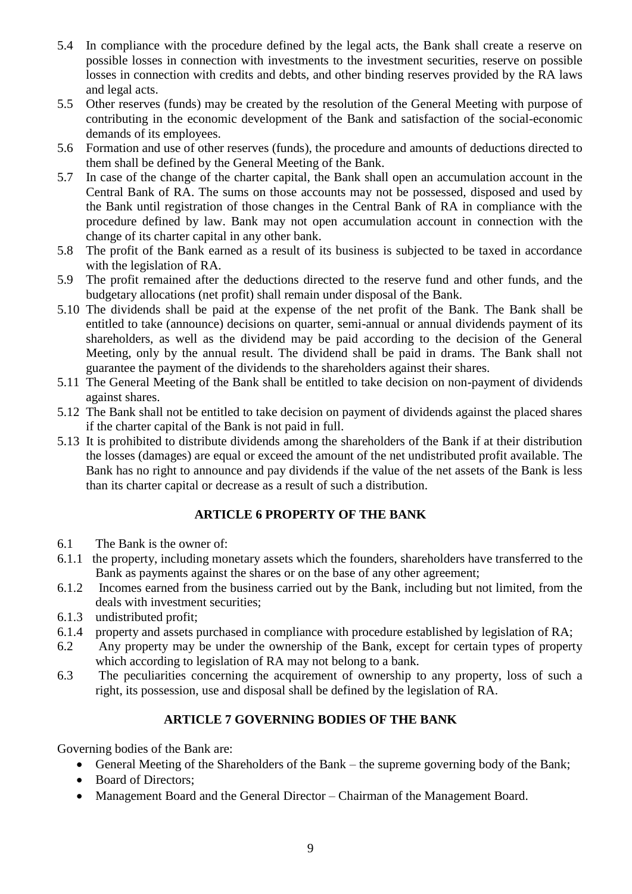5.4 In compliance with the procedure defined by the legal acts, the Bank shall create a reserve on possible losses in connection with investments to the investment securities, reserve on possible losses in connection with credits and debts, and other binding reserves provided by the RA laws and legal acts.

5.5 Other reserves (funds) may be created by the resolution of the General Meeting with purpose of contributing in the economic development of the Bank and satisfaction of the social-economic demands of its employees.

5.6 Formation and use of other reserves (funds), the procedure and amounts of deductions directed to them shall be defined by the General Meeting of the Bank.

5.7 In case of the change of the charter capital, the Bank shall open an accumulation account in the Central Bank of RA. The sums on those accounts may not be possessed, disposed and used by the Bank until registration of those changes in the Central Bank of RA in compliance with the procedure defined by law. Bank may not open accumulation account in connection with the change of its charter capital in any other bank.

5.8 The profit of the Bank earned as a result of its business is subjected to be taxed in accordance with the legislation of RA.

5.9 The profit remained after the deductions directed to the reserve fund and other funds, and the budgetary allocations (net profit) shall remain under disposal of the Bank.

5.10 The dividends shall be paid at the expense of the net profit of the Bank. The Bank shall be entitled to take (announce) decisions on quarter, semi-annual or annual dividends payment of its shareholders, as well as the dividend may be paid according to the decision of the General Meeting, only by the annual result. The dividend shall be paid in drams. The Bank shall not guarantee the payment of the dividends to the shareholders against their shares.

5.11 The General Meeting of the Bank shall be entitled to take decision on non-payment of dividends against shares.

5.12 The Bank shall not be entitled to take decision on payment of dividends against the placed shares if the charter capital of the Bank is not paid in full.

5.13 It is prohibited to distribute dividends among the shareholders of the Bank if at their distribution the losses (damages) are equal or exceed the amount of the net undistributed profit available. The Bank has no right to announce and pay dividends if the value of the net assets of the Bank is less than its charter capital or decrease as a result of such a distribution.

## ARTICLE 6 PROPERTY OF THE BANK

6.1 The Bank is the owner of:

6.1.1 the property, including monetary assets which the founders, shareholders have transferred to the Bank as payments against the shares or on the base of any other agreement;

6.1.2 Incomes earned from the business carried out by the Bank, including but not limited, from the deals with investment securities;

6.1.3 undistributed profit;

6.1.4 property and assets purchased in compliance with procedure established by legislation of RA;

6.2 Any property may be under the ownership of the Bank, except for certain types of property which according to legislation of RA may not belong to a bank.

6.3 The peculiarities concerning the acquirement of ownership to any property, loss of such a right, its possession, use and disposal shall be defined by the legislation of RA.

## ARTICLE 7 GOVERNING BODIES OF THE BANK

Governing bodies of the Bank are:

- General Meeting of the Shareholders of the Bank – the supreme governing body of the Bank;
- Board of Directors;
- Management Board and the General Director – Chairman of the Management Board.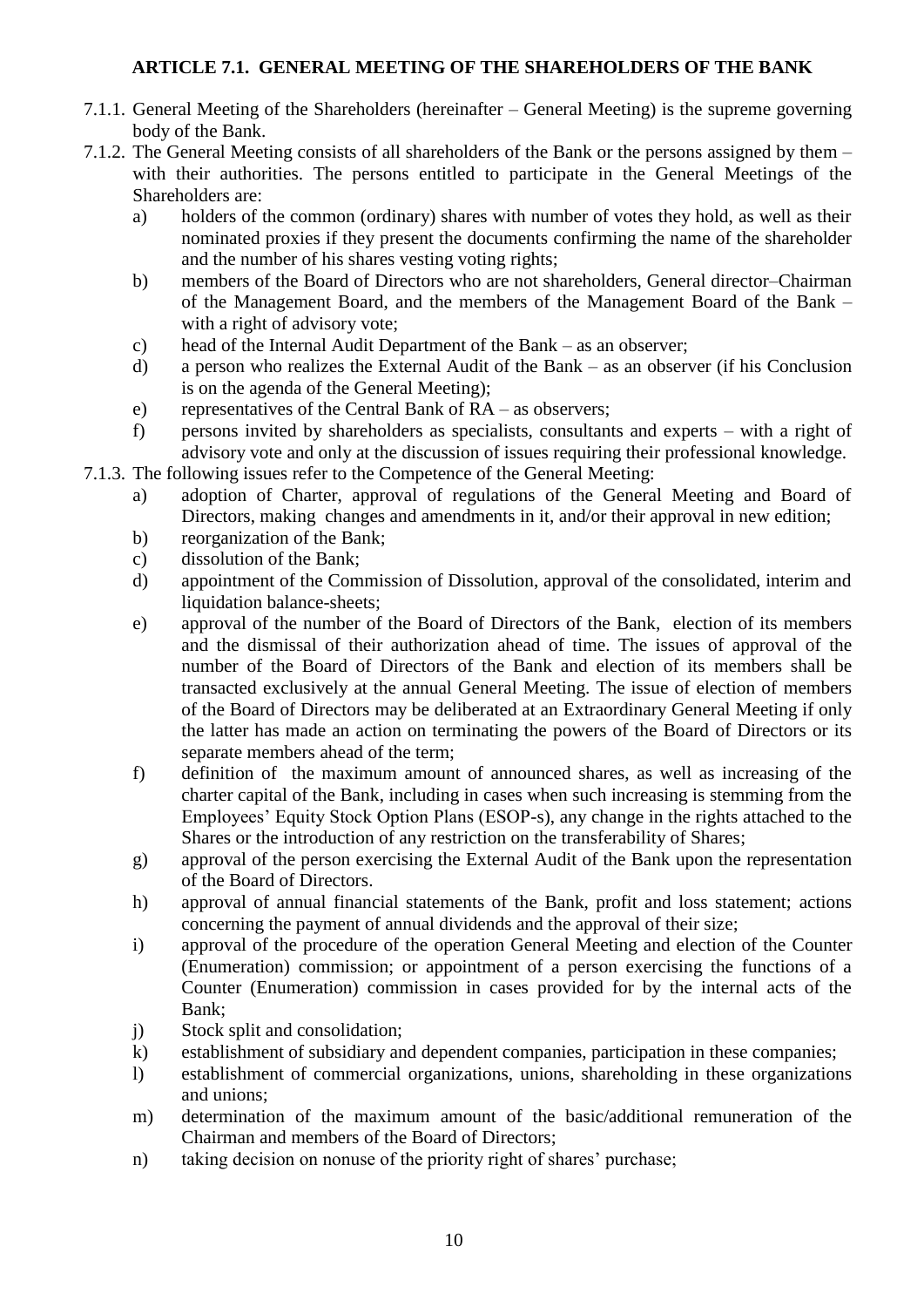### ARTICLE 7.1. GENERAL MEETING OF THE SHAREHOLDERS OF THE BANK

7.1.1. General Meeting of the Shareholders (hereinafter – General Meeting) is the supreme governing body of the Bank.

7.1.2. The General Meeting consists of all shareholders of the Bank or the persons assigned by them – with their authorities. The persons entitled to participate in the General Meetings of the Shareholders are:

- a) holders of the common (ordinary) shares with number of votes they hold, as well as their nominated proxies if they present the documents confirming the name of the shareholder and the number of his shares vesting voting rights;
- b) members of the Board of Directors who are not shareholders, General director–Chairman of the Management Board, and the members of the Management Board of the Bank – with a right of advisory vote;
- c) head of the Internal Audit Department of the Bank – as an observer;
- d) a person who realizes the External Audit of the Bank – as an observer (if his Conclusion is on the agenda of the General Meeting);
- e) representatives of the Central Bank of RA – as observers;
- f) persons invited by shareholders as specialists, consultants and experts – with a right of advisory vote and only at the discussion of issues requiring their professional knowledge.

7.1.3. The following issues refer to the Competence of the General Meeting:

- a) adoption of Charter, approval of regulations of the General Meeting and Board of Directors, making changes and amendments in it, and/or their approval in new edition;
- b) reorganization of the Bank;
- c) dissolution of the Bank;
- d) appointment of the Commission of Dissolution, approval of the consolidated, interim and liquidation balance-sheets;
- e) approval of the number of the Board of Directors of the Bank, election of its members and the dismissal of their authorization ahead of time. The issues of approval of the number of the Board of Directors of the Bank and election of its members shall be transacted exclusively at the annual General Meeting. The issue of election of members of the Board of Directors may be deliberated at an Extraordinary General Meeting if only the latter has made an action on terminating the powers of the Board of Directors or its separate members ahead of the term;
- f) definition of the maximum amount of announced shares, as well as increasing of the charter capital of the Bank, including in cases when such increasing is stemming from the Employees' Equity Stock Option Plans (ESOP-s), any change in the rights attached to the Shares or the introduction of any restriction on the transferability of Shares;
- g) approval of the person exercising the External Audit of the Bank upon the representation of the Board of Directors.
- h) approval of annual financial statements of the Bank, profit and loss statement; actions concerning the payment of annual dividends and the approval of their size;
- i) approval of the procedure of the operation General Meeting and election of the Counter (Enumeration) commission; or appointment of a person exercising the functions of a Counter (Enumeration) commission in cases provided for by the internal acts of the Bank;
- j) Stock split and consolidation;
- k) establishment of subsidiary and dependent companies, participation in these companies;
- l) establishment of commercial organizations, unions, shareholding in these organizations and unions;
- m) determination of the maximum amount of the basic/additional remuneration of the Chairman and members of the Board of Directors;
- n) taking decision on nonuse of the priority right of shares' purchase;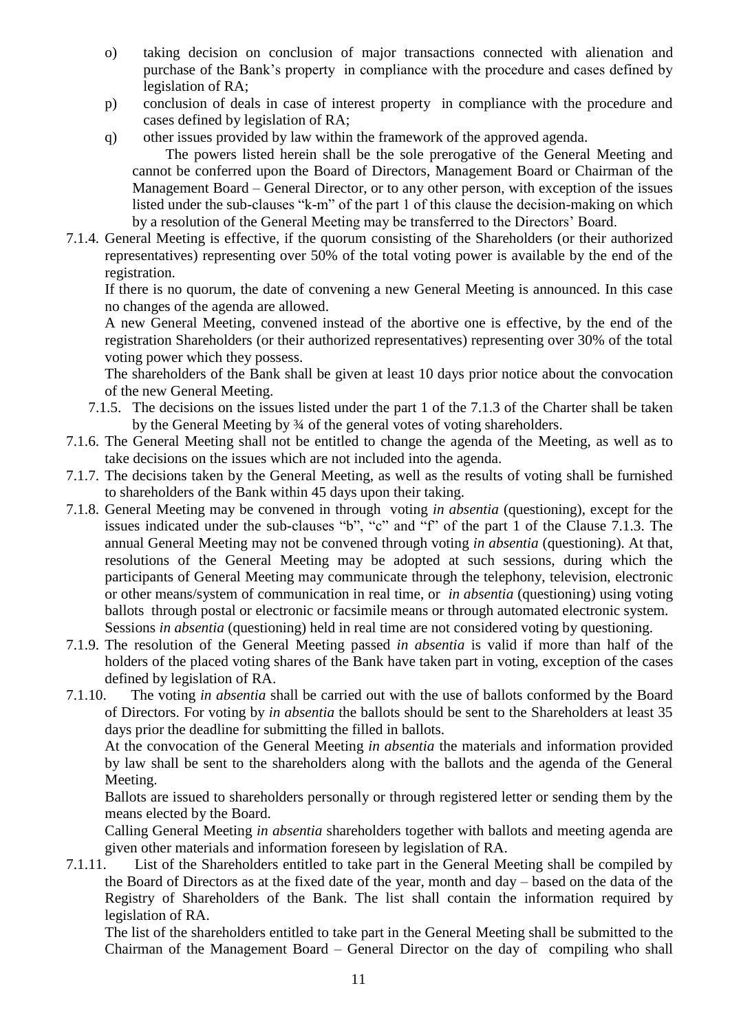o) taking decision on conclusion of major transactions connected with alienation and purchase of the Bank's property in compliance with the procedure and cases defined by legislation of RA;

p) conclusion of deals in case of interest property in compliance with the procedure and cases defined by legislation of RA;

q) other issues provided by law within the framework of the approved agenda.

The powers listed herein shall be the sole prerogative of the General Meeting and cannot be conferred upon the Board of Directors, Management Board or Chairman of the Management Board – General Director, or to any other person, with exception of the issues listed under the sub-clauses "k-m" of the part 1 of this clause the decision-making on which by a resolution of the General Meeting may be transferred to the Directors' Board.

7.1.4. General Meeting is effective, if the quorum consisting of the Shareholders (or their authorized representatives) representing over 50% of the total voting power is available by the end of the registration.

If there is no quorum, the date of convening a new General Meeting is announced. In this case no changes of the agenda are allowed.

A new General Meeting, convened instead of the abortive one is effective, by the end of the registration Shareholders (or their authorized representatives) representing over 30% of the total voting power which they possess.

The shareholders of the Bank shall be given at least 10 days prior notice about the convocation of the new General Meeting.

7.1.5. The decisions on the issues listed under the part 1 of the 7.1.3 of the Charter shall be taken by the General Meeting by ¾ of the general votes of voting shareholders.

7.1.6. The General Meeting shall not be entitled to change the agenda of the Meeting, as well as to take decisions on the issues which are not included into the agenda.

7.1.7. The decisions taken by the General Meeting, as well as the results of voting shall be furnished to shareholders of the Bank within 45 days upon their taking.

7.1.8. General Meeting may be convened in through voting *in absentia* (questioning), except for the issues indicated under the sub-clauses "b", "c" and "f" of the part 1 of the Clause 7.1.3. The annual General Meeting may not be convened through voting *in absentia* (questioning). At that, resolutions of the General Meeting may be adopted at such sessions, during which the participants of General Meeting may communicate through the telephony, television, electronic or other means/system of communication in real time, or *in absentia* (questioning) using voting ballots through postal or electronic or facsimile means or through automated electronic system. Sessions *in absentia* (questioning) held in real time are not considered voting by questioning.

7.1.9. The resolution of the General Meeting passed *in absentia* is valid if more than half of the holders of the placed voting shares of the Bank have taken part in voting, exception of the cases defined by legislation of RA.

7.1.10. The voting *in absentia* shall be carried out with the use of ballots conformed by the Board of Directors. For voting by *in absentia* the ballots should be sent to the Shareholders at least 35 days prior the deadline for submitting the filled in ballots.

At the convocation of the General Meeting *in absentia* the materials and information provided by law shall be sent to the shareholders along with the ballots and the agenda of the General Meeting.

Ballots are issued to shareholders personally or through registered letter or sending them by the means elected by the Board.

Calling General Meeting *in absentia* shareholders together with ballots and meeting agenda are given other materials and information foreseen by legislation of RA.

7.1.11. List of the Shareholders entitled to take part in the General Meeting shall be compiled by the Board of Directors as at the fixed date of the year, month and day – based on the data of the Registry of Shareholders of the Bank. The list shall contain the information required by legislation of RA.

The list of the shareholders entitled to take part in the General Meeting shall be submitted to the Chairman of the Management Board – General Director on the day of compiling who shall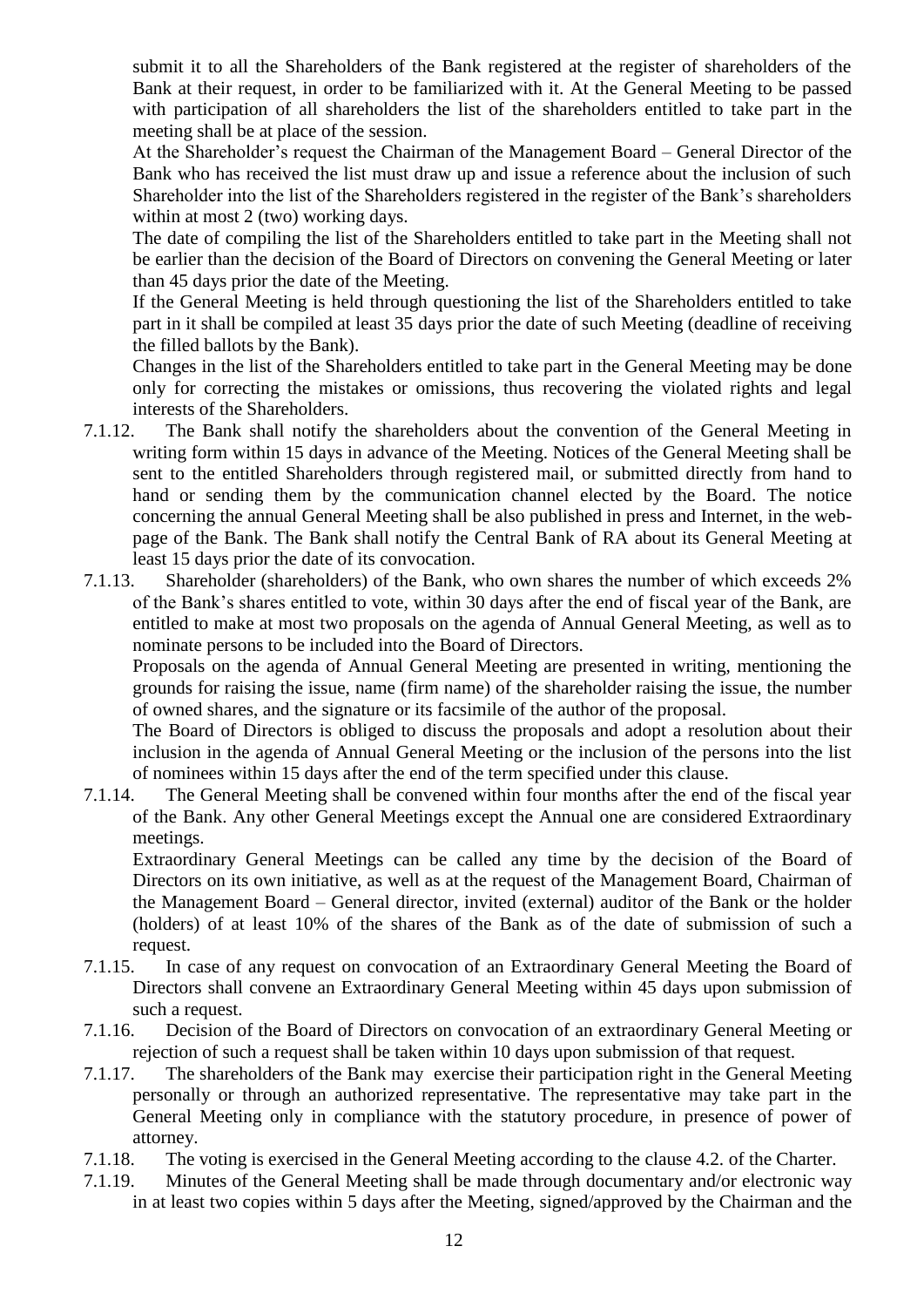submit it to all the Shareholders of the Bank registered at the register of shareholders of the Bank at their request, in order to be familiarized with it. At the General Meeting to be passed with participation of all shareholders the list of the shareholders entitled to take part in the meeting shall be at place of the session.

At the Shareholder's request the Chairman of the Management Board – General Director of the Bank who has received the list must draw up and issue a reference about the inclusion of such Shareholder into the list of the Shareholders registered in the register of the Bank's shareholders within at most 2 (two) working days.

The date of compiling the list of the Shareholders entitled to take part in the Meeting shall not be earlier than the decision of the Board of Directors on convening the General Meeting or later than 45 days prior the date of the Meeting.

If the General Meeting is held through questioning the list of the Shareholders entitled to take part in it shall be compiled at least 35 days prior the date of such Meeting (deadline of receiving the filled ballots by the Bank).

Changes in the list of the Shareholders entitled to take part in the General Meeting may be done only for correcting the mistakes or omissions, thus recovering the violated rights and legal interests of the Shareholders.

7.1.12. The Bank shall notify the shareholders about the convention of the General Meeting in writing form within 15 days in advance of the Meeting. Notices of the General Meeting shall be sent to the entitled Shareholders through registered mail, or submitted directly from hand to hand or sending them by the communication channel elected by the Board. The notice concerning the annual General Meeting shall be also published in press and Internet, in the web-page of the Bank. The Bank shall notify the Central Bank of RA about its General Meeting at least 15 days prior the date of its convocation.

7.1.13. Shareholder (shareholders) of the Bank, who own shares the number of which exceeds 2% of the Bank's shares entitled to vote, within 30 days after the end of fiscal year of the Bank, are entitled to make at most two proposals on the agenda of Annual General Meeting, as well as to nominate persons to be included into the Board of Directors.

Proposals on the agenda of Annual General Meeting are presented in writing, mentioning the grounds for raising the issue, name (firm name) of the shareholder raising the issue, the number of owned shares, and the signature or its facsimile of the author of the proposal.

The Board of Directors is obliged to discuss the proposals and adopt a resolution about their inclusion in the agenda of Annual General Meeting or the inclusion of the persons into the list of nominees within 15 days after the end of the term specified under this clause.

7.1.14. The General Meeting shall be convened within four months after the end of the fiscal year of the Bank. Any other General Meetings except the Annual one are considered Extraordinary meetings.

Extraordinary General Meetings can be called any time by the decision of the Board of Directors on its own initiative, as well as at the request of the Management Board, Chairman of the Management Board – General director, invited (external) auditor of the Bank or the holder (holders) of at least 10% of the shares of the Bank as of the date of submission of such a request.

7.1.15. In case of any request on convocation of an Extraordinary General Meeting the Board of Directors shall convene an Extraordinary General Meeting within 45 days upon submission of such a request.

7.1.16. Decision of the Board of Directors on convocation of an extraordinary General Meeting or rejection of such a request shall be taken within 10 days upon submission of that request.

7.1.17. The shareholders of the Bank may exercise their participation right in the General Meeting personally or through an authorized representative. The representative may take part in the General Meeting only in compliance with the statutory procedure, in presence of power of attorney.

7.1.18. The voting is exercised in the General Meeting according to the clause 4.2. of the Charter.

7.1.19. Minutes of the General Meeting shall be made through documentary and/or electronic way in at least two copies within 5 days after the Meeting, signed/approved by the Chairman and the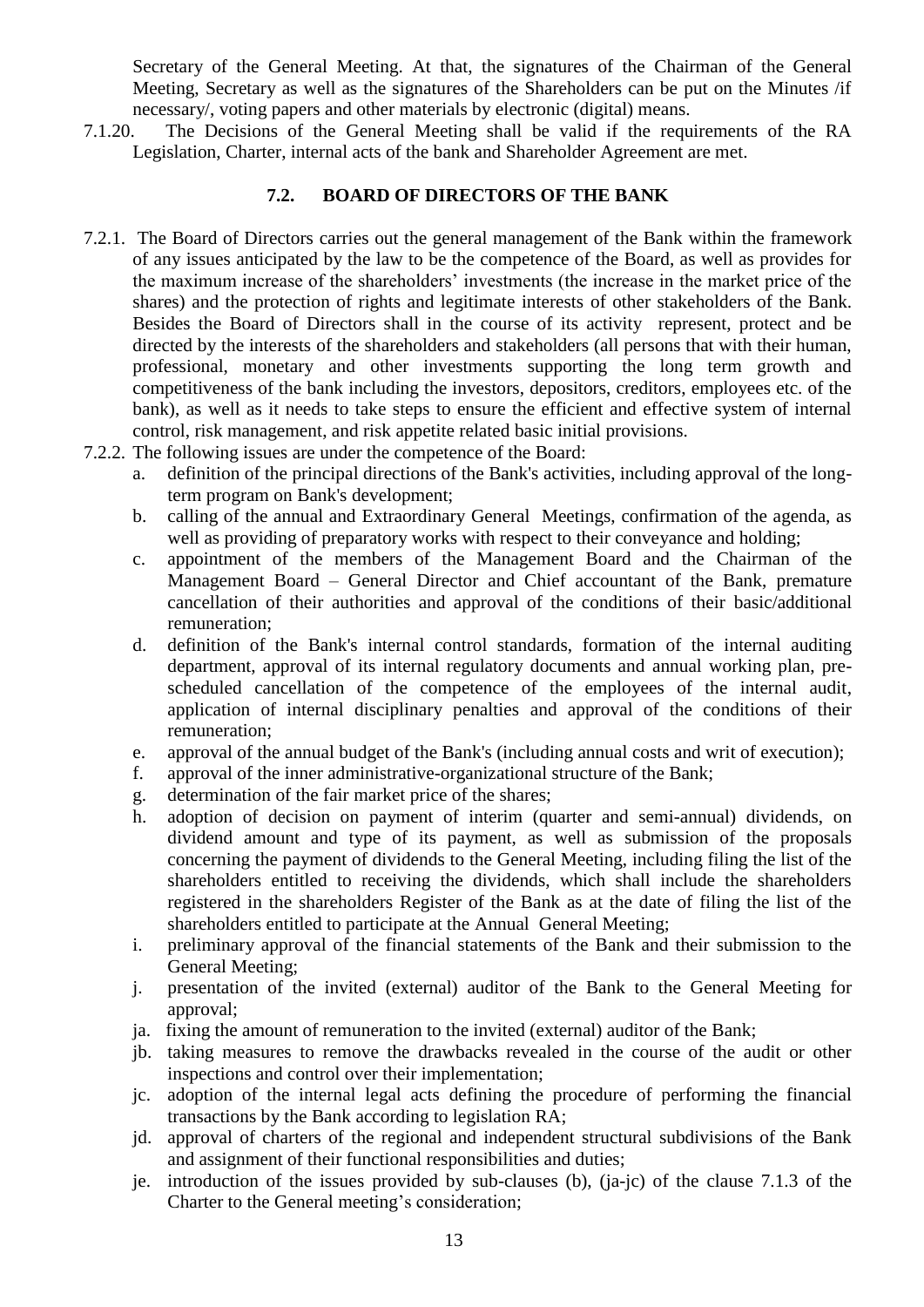Secretary of the General Meeting. At that, the signatures of the Chairman of the General Meeting, Secretary as well as the signatures of the Shareholders can be put on the Minutes /if necessary/, voting papers and other materials by electronic (digital) means.

7.1.20. The Decisions of the General Meeting shall be valid if the requirements of the RA Legislation, Charter, internal acts of the bank and Shareholder Agreement are met.

## 7.2. BOARD OF DIRECTORS OF THE BANK

7.2.1. The Board of Directors carries out the general management of the Bank within the framework of any issues anticipated by the law to be the competence of the Board, as well as provides for the maximum increase of the shareholders' investments (the increase in the market price of the shares) and the protection of rights and legitimate interests of other stakeholders of the Bank. Besides the Board of Directors shall in the course of its activity represent, protect and be directed by the interests of the shareholders and stakeholders (all persons that with their human, professional, monetary and other investments supporting the long term growth and competitiveness of the bank including the investors, depositors, creditors, employees etc. of the bank), as well as it needs to take steps to ensure the efficient and effective system of internal control, risk management, and risk appetite related basic initial provisions.

7.2.2. The following issues are under the competence of the Board:

a. definition of the principal directions of the Bank's activities, including approval of the long-term program on Bank's development;
b. calling of the annual and Extraordinary General Meetings, confirmation of the agenda, as well as providing of preparatory works with respect to their conveyance and holding;
c. appointment of the members of the Management Board and the Chairman of the Management Board – General Director and Chief accountant of the Bank, premature cancellation of their authorities and approval of the conditions of their basic/additional remuneration;
d. definition of the Bank's internal control standards, formation of the internal auditing department, approval of its internal regulatory documents and annual working plan, pre-scheduled cancellation of the competence of the employees of the internal audit, application of internal disciplinary penalties and approval of the conditions of their remuneration;
e. approval of the annual budget of the Bank's (including annual costs and writ of execution);
f. approval of the inner administrative-organizational structure of the Bank;
g. determination of the fair market price of the shares;
h. adoption of decision on payment of interim (quarter and semi-annual) dividends, on dividend amount and type of its payment, as well as submission of the proposals concerning the payment of dividends to the General Meeting, including filing the list of the shareholders entitled to receiving the dividends, which shall include the shareholders registered in the shareholders Register of the Bank as at the date of filing the list of the shareholders entitled to participate at the Annual General Meeting;
i. preliminary approval of the financial statements of the Bank and their submission to the General Meeting;
j. presentation of the invited (external) auditor of the Bank to the General Meeting for approval;
ja. fixing the amount of remuneration to the invited (external) auditor of the Bank;
jb. taking measures to remove the drawbacks revealed in the course of the audit or other inspections and control over their implementation;
jc. adoption of the internal legal acts defining the procedure of performing the financial transactions by the Bank according to legislation RA;
jd. approval of charters of the regional and independent structural subdivisions of the Bank and assignment of their functional responsibilities and duties;
je. introduction of the issues provided by sub-clauses (b), (ja-jc) of the clause 7.1.3 of the Charter to the General meeting's consideration;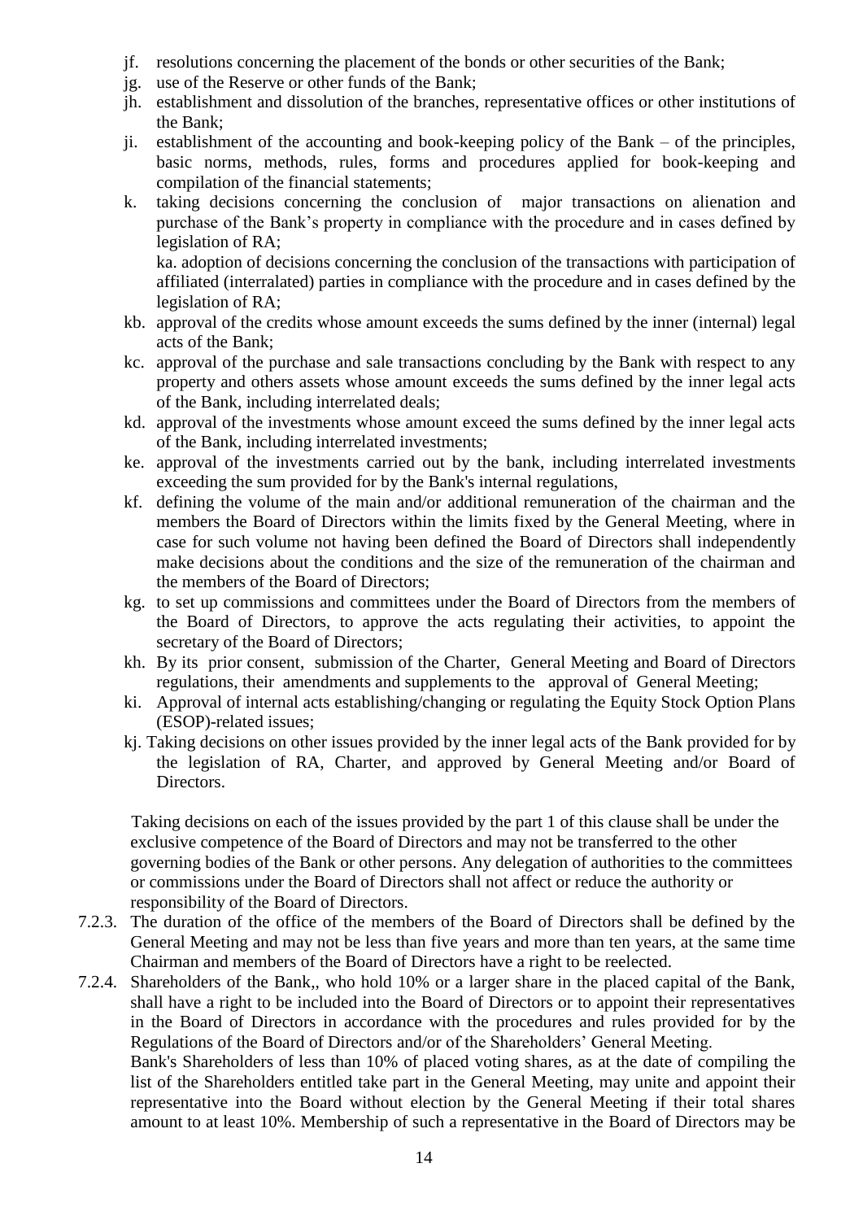- jf. resolutions concerning the placement of the bonds or other securities of the Bank;
- jg. use of the Reserve or other funds of the Bank;
- jh. establishment and dissolution of the branches, representative offices or other institutions of the Bank;
- ji. establishment of the accounting and book-keeping policy of the Bank – of the principles, basic norms, methods, rules, forms and procedures applied for book-keeping and compilation of the financial statements;
- k. taking decisions concerning the conclusion of major transactions on alienation and purchase of the Bank's property in compliance with the procedure and in cases defined by legislation of RA;

  ka. adoption of decisions concerning the conclusion of the transactions with participation of affiliated (interralated) parties in compliance with the procedure and in cases defined by the legislation of RA;
- kb. approval of the credits whose amount exceeds the sums defined by the inner (internal) legal acts of the Bank;
- kc. approval of the purchase and sale transactions concluding by the Bank with respect to any property and others assets whose amount exceeds the sums defined by the inner legal acts of the Bank, including interrelated deals;
- kd. approval of the investments whose amount exceed the sums defined by the inner legal acts of the Bank, including interrelated investments;
- ke. approval of the investments carried out by the bank, including interrelated investments exceeding the sum provided for by the Bank's internal regulations,
- kf. defining the volume of the main and/or additional remuneration of the chairman and the members the Board of Directors within the limits fixed by the General Meeting, where in case for such volume not having been defined the Board of Directors shall independently make decisions about the conditions and the size of the remuneration of the chairman and the members of the Board of Directors;
- kg. to set up commissions and committees under the Board of Directors from the members of the Board of Directors, to approve the acts regulating their activities, to appoint the secretary of the Board of Directors;
- kh. By its prior consent, submission of the Charter, General Meeting and Board of Directors regulations, their amendments and supplements to the approval of General Meeting;
- ki. Approval of internal acts establishing/changing or regulating the Equity Stock Option Plans (ESOP)-related issues;
- kj. Taking decisions on other issues provided by the inner legal acts of the Bank provided for by the legislation of RA, Charter, and approved by General Meeting and/or Board of Directors.

Taking decisions on each of the issues provided by the part 1 of this clause shall be under the exclusive competence of the Board of Directors and may not be transferred to the other governing bodies of the Bank or other persons. Any delegation of authorities to the committees or commissions under the Board of Directors shall not affect or reduce the authority or responsibility of the Board of Directors.

7.2.3. The duration of the office of the members of the Board of Directors shall be defined by the General Meeting and may not be less than five years and more than ten years, at the same time Chairman and members of the Board of Directors have a right to be reelected.

7.2.4. Shareholders of the Bank,, who hold 10% or a larger share in the placed capital of the Bank, shall have a right to be included into the Board of Directors or to appoint their representatives in the Board of Directors in accordance with the procedures and rules provided for by the Regulations of the Board of Directors and/or of the Shareholders' General Meeting.

Bank's Shareholders of less than 10% of placed voting shares, as at the date of compiling the list of the Shareholders entitled take part in the General Meeting, may unite and appoint their representative into the Board without election by the General Meeting if their total shares amount to at least 10%. Membership of such a representative in the Board of Directors may be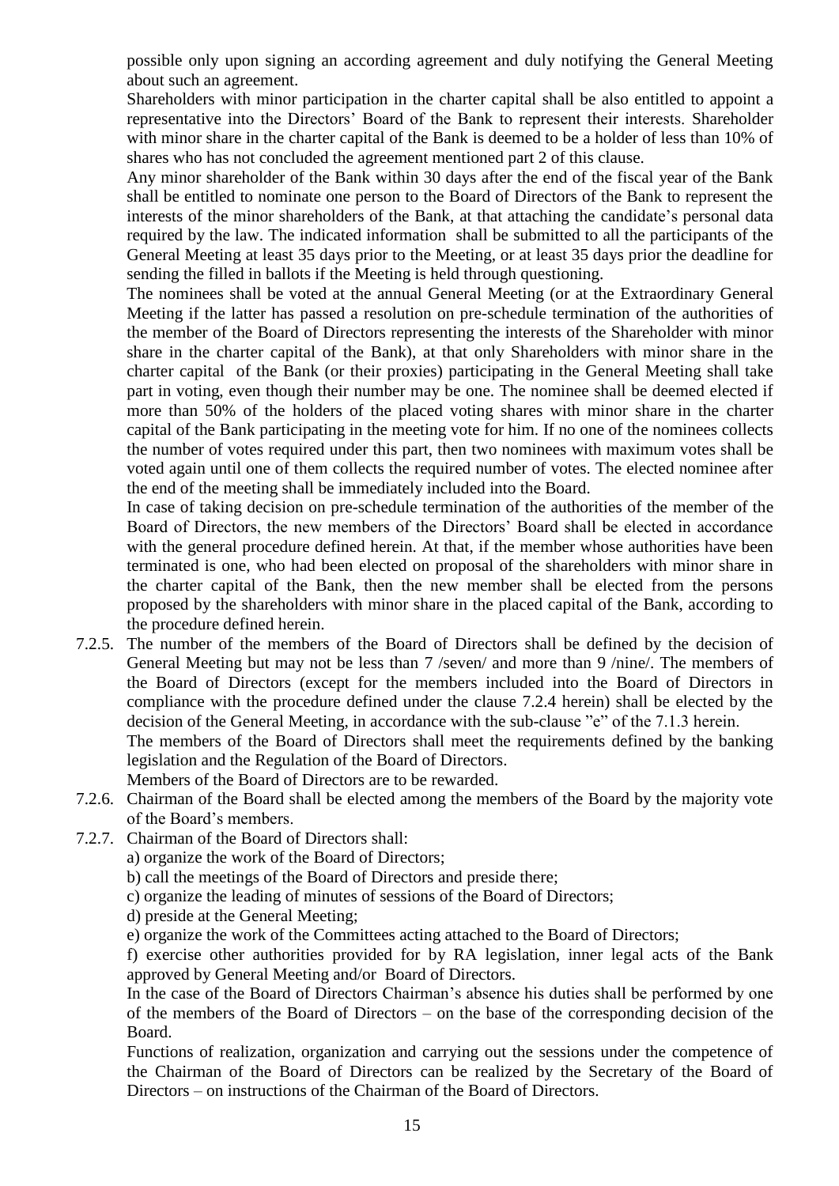possible only upon signing an according agreement and duly notifying the General Meeting about such an agreement.

Shareholders with minor participation in the charter capital shall be also entitled to appoint a representative into the Directors' Board of the Bank to represent their interests. Shareholder with minor share in the charter capital of the Bank is deemed to be a holder of less than 10% of shares who has not concluded the agreement mentioned part 2 of this clause.

Any minor shareholder of the Bank within 30 days after the end of the fiscal year of the Bank shall be entitled to nominate one person to the Board of Directors of the Bank to represent the interests of the minor shareholders of the Bank, at that attaching the candidate's personal data required by the law. The indicated information shall be submitted to all the participants of the General Meeting at least 35 days prior to the Meeting, or at least 35 days prior the deadline for sending the filled in ballots if the Meeting is held through questioning.

The nominees shall be voted at the annual General Meeting (or at the Extraordinary General Meeting if the latter has passed a resolution on pre-schedule termination of the authorities of the member of the Board of Directors representing the interests of the Shareholder with minor share in the charter capital of the Bank), at that only Shareholders with minor share in the charter capital of the Bank (or their proxies) participating in the General Meeting shall take part in voting, even though their number may be one. The nominee shall be deemed elected if more than 50% of the holders of the placed voting shares with minor share in the charter capital of the Bank participating in the meeting vote for him. If no one of the nominees collects the number of votes required under this part, then two nominees with maximum votes shall be voted again until one of them collects the required number of votes. The elected nominee after the end of the meeting shall be immediately included into the Board.

In case of taking decision on pre-schedule termination of the authorities of the member of the Board of Directors, the new members of the Directors' Board shall be elected in accordance with the general procedure defined herein. At that, if the member whose authorities have been terminated is one, who had been elected on proposal of the shareholders with minor share in the charter capital of the Bank, then the new member shall be elected from the persons proposed by the shareholders with minor share in the placed capital of the Bank, according to the procedure defined herein.

7.2.5. The number of the members of the Board of Directors shall be defined by the decision of General Meeting but may not be less than 7 /seven/ and more than 9 /nine/. The members of the Board of Directors (except for the members included into the Board of Directors in compliance with the procedure defined under the clause 7.2.4 herein) shall be elected by the decision of the General Meeting, in accordance with the sub-clause "e" of the 7.1.3 herein.

The members of the Board of Directors shall meet the requirements defined by the banking legislation and the Regulation of the Board of Directors.

Members of the Board of Directors are to be rewarded.

7.2.6. Chairman of the Board shall be elected among the members of the Board by the majority vote of the Board's members.

7.2.7. Chairman of the Board of Directors shall:

a) organize the work of the Board of Directors;

b) call the meetings of the Board of Directors and preside there;

c) organize the leading of minutes of sessions of the Board of Directors;

d) preside at the General Meeting;

e) organize the work of the Committees acting attached to the Board of Directors;

f) exercise other authorities provided for by RA legislation, inner legal acts of the Bank approved by General Meeting and/or Board of Directors.

In the case of the Board of Directors Chairman's absence his duties shall be performed by one of the members of the Board of Directors – on the base of the corresponding decision of the Board.

Functions of realization, organization and carrying out the sessions under the competence of the Chairman of the Board of Directors can be realized by the Secretary of the Board of Directors – on instructions of the Chairman of the Board of Directors.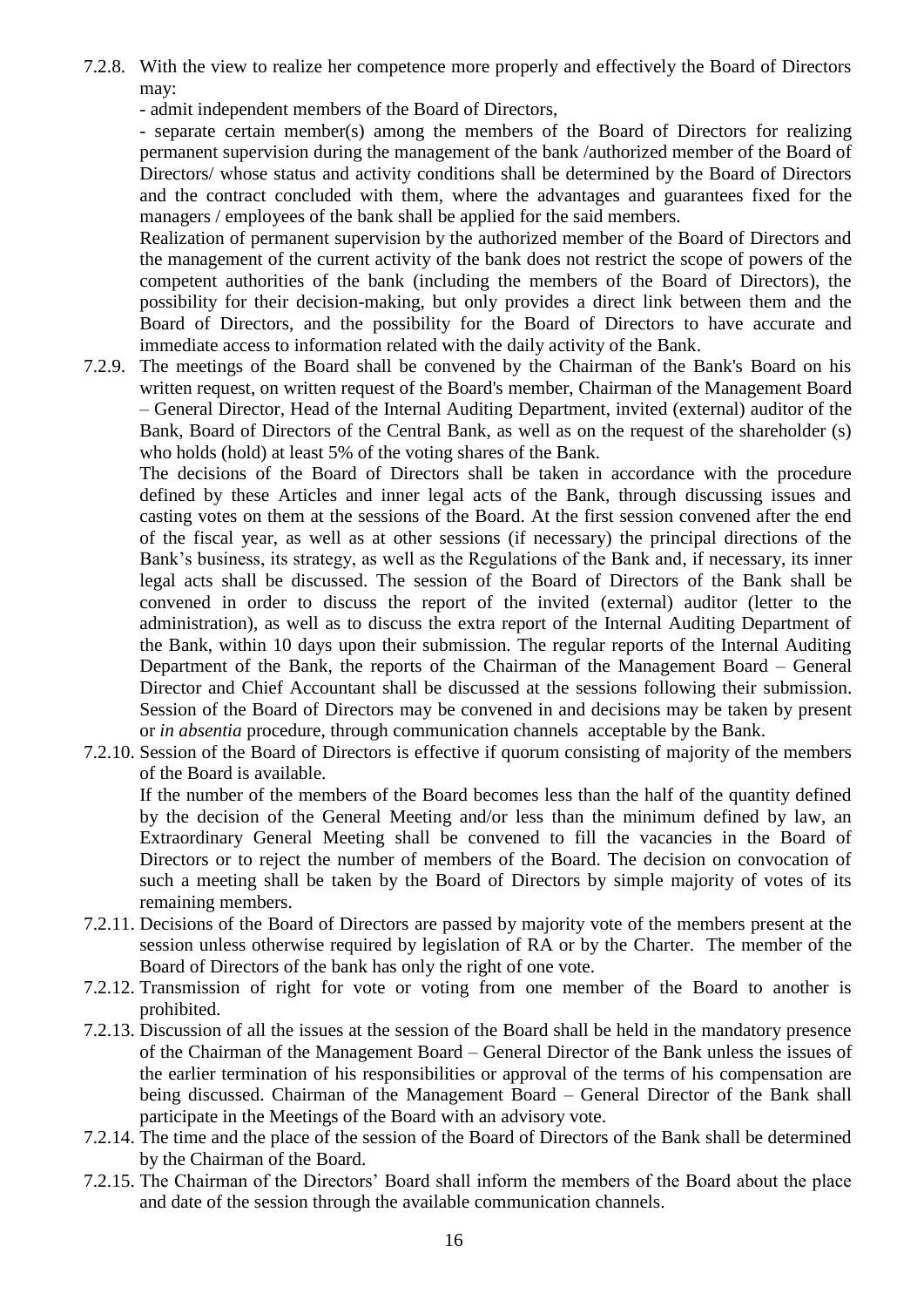7.2.8. With the view to realize her competence more properly and effectively the Board of Directors may:

- admit independent members of the Board of Directors,
- separate certain member(s) among the members of the Board of Directors for realizing permanent supervision during the management of the bank /authorized member of the Board of Directors/ whose status and activity conditions shall be determined by the Board of Directors and the contract concluded with them, where the advantages and guarantees fixed for the managers / employees of the bank shall be applied for the said members.

Realization of permanent supervision by the authorized member of the Board of Directors and the management of the current activity of the bank does not restrict the scope of powers of the competent authorities of the bank (including the members of the Board of Directors), the possibility for their decision-making, but only provides a direct link between them and the Board of Directors, and the possibility for the Board of Directors to have accurate and immediate access to information related with the daily activity of the Bank.

7.2.9. The meetings of the Board shall be convened by the Chairman of the Bank's Board on his written request, on written request of the Board's member, Chairman of the Management Board – General Director, Head of the Internal Auditing Department, invited (external) auditor of the Bank, Board of Directors of the Central Bank, as well as on the request of the shareholder (s) who holds (hold) at least 5% of the voting shares of the Bank.

The decisions of the Board of Directors shall be taken in accordance with the procedure defined by these Articles and inner legal acts of the Bank, through discussing issues and casting votes on them at the sessions of the Board. At the first session convened after the end of the fiscal year, as well as at other sessions (if necessary) the principal directions of the Bank's business, its strategy, as well as the Regulations of the Bank and, if necessary, its inner legal acts shall be discussed. The session of the Board of Directors of the Bank shall be convened in order to discuss the report of the invited (external) auditor (letter to the administration), as well as to discuss the extra report of the Internal Auditing Department of the Bank, within 10 days upon their submission. The regular reports of the Internal Auditing Department of the Bank, the reports of the Chairman of the Management Board – General Director and Chief Accountant shall be discussed at the sessions following their submission. Session of the Board of Directors may be convened in and decisions may be taken by present or *in absentia* procedure, through communication channels acceptable by the Bank.

7.2.10. Session of the Board of Directors is effective if quorum consisting of majority of the members of the Board is available.

If the number of the members of the Board becomes less than the half of the quantity defined by the decision of the General Meeting and/or less than the minimum defined by law, an Extraordinary General Meeting shall be convened to fill the vacancies in the Board of Directors or to reject the number of members of the Board. The decision on convocation of such a meeting shall be taken by the Board of Directors by simple majority of votes of its remaining members.

7.2.11. Decisions of the Board of Directors are passed by majority vote of the members present at the session unless otherwise required by legislation of RA or by the Charter. The member of the Board of Directors of the bank has only the right of one vote.

7.2.12. Transmission of right for vote or voting from one member of the Board to another is prohibited.

7.2.13. Discussion of all the issues at the session of the Board shall be held in the mandatory presence of the Chairman of the Management Board – General Director of the Bank unless the issues of the earlier termination of his responsibilities or approval of the terms of his compensation are being discussed. Chairman of the Management Board – General Director of the Bank shall participate in the Meetings of the Board with an advisory vote.

7.2.14. The time and the place of the session of the Board of Directors of the Bank shall be determined by the Chairman of the Board.

7.2.15. The Chairman of the Directors' Board shall inform the members of the Board about the place and date of the session through the available communication channels.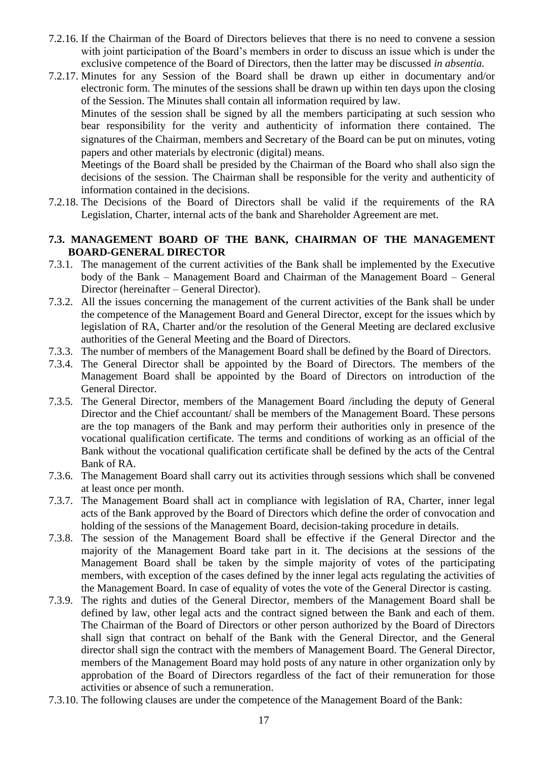7.2.16. If the Chairman of the Board of Directors believes that there is no need to convene a session with joint participation of the Board's members in order to discuss an issue which is under the exclusive competence of the Board of Directors, then the latter may be discussed *in absentia.*

7.2.17. Minutes for any Session of the Board shall be drawn up either in documentary and/or electronic form. The minutes of the sessions shall be drawn up within ten days upon the closing of the Session. The Minutes shall contain all information required by law.

Minutes of the session shall be signed by all the members participating at such session who bear responsibility for the verity and authenticity of information there contained. The signatures of the Chairman, members and Secretary of the Board can be put on minutes, voting papers and other materials by electronic (digital) means.

Meetings of the Board shall be presided by the Chairman of the Board who shall also sign the decisions of the session. The Chairman shall be responsible for the verity and authenticity of information contained in the decisions.

7.2.18. The Decisions of the Board of Directors shall be valid if the requirements of the RA Legislation, Charter, internal acts of the bank and Shareholder Agreement are met.

### 7.3. MANAGEMENT BOARD OF THE BANK, CHAIRMAN OF THE MANAGEMENT BOARD-GENERAL DIRECTOR

7.3.1. The management of the current activities of the Bank shall be implemented by the Executive body of the Bank – Management Board and Chairman of the Management Board – General Director (hereinafter – General Director).

7.3.2. All the issues concerning the management of the current activities of the Bank shall be under the competence of the Management Board and General Director, except for the issues which by legislation of RA, Charter and/or the resolution of the General Meeting are declared exclusive authorities of the General Meeting and the Board of Directors.

7.3.3. The number of members of the Management Board shall be defined by the Board of Directors.

7.3.4. The General Director shall be appointed by the Board of Directors. The members of the Management Board shall be appointed by the Board of Directors on introduction of the General Director.

7.3.5. The General Director, members of the Management Board /including the deputy of General Director and the Chief accountant/ shall be members of the Management Board. These persons are the top managers of the Bank and may perform their authorities only in presence of the vocational qualification certificate. The terms and conditions of working as an official of the Bank without the vocational qualification certificate shall be defined by the acts of the Central Bank of RA.

7.3.6. The Management Board shall carry out its activities through sessions which shall be convened at least once per month.

7.3.7. The Management Board shall act in compliance with legislation of RA, Charter, inner legal acts of the Bank approved by the Board of Directors which define the order of convocation and holding of the sessions of the Management Board, decision-taking procedure in details.

7.3.8. The session of the Management Board shall be effective if the General Director and the majority of the Management Board take part in it. The decisions at the sessions of the Management Board shall be taken by the simple majority of votes of the participating members, with exception of the cases defined by the inner legal acts regulating the activities of the Management Board. In case of equality of votes the vote of the General Director is casting.

7.3.9. The rights and duties of the General Director, members of the Management Board shall be defined by law, other legal acts and the contract signed between the Bank and each of them. The Chairman of the Board of Directors or other person authorized by the Board of Directors shall sign that contract on behalf of the Bank with the General Director, and the General director shall sign the contract with the members of Management Board. The General Director, members of the Management Board may hold posts of any nature in other organization only by approbation of the Board of Directors regardless of the fact of their remuneration for those activities or absence of such a remuneration.

7.3.10. The following clauses are under the competence of the Management Board of the Bank: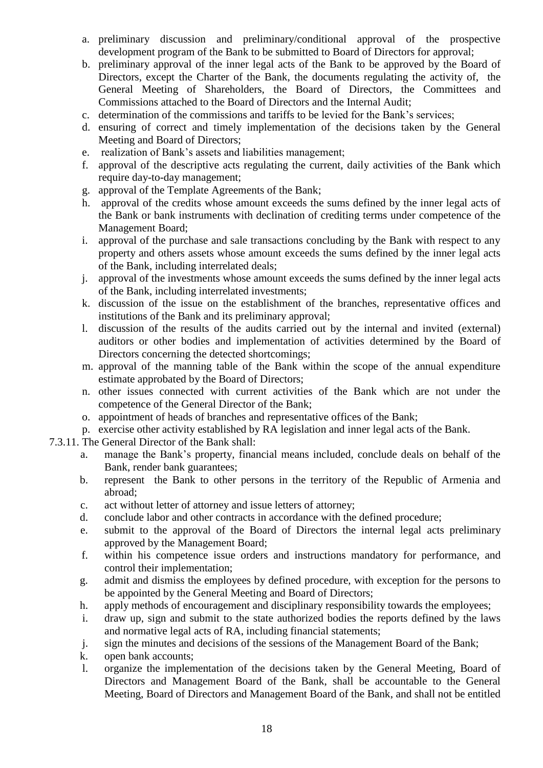a. preliminary discussion and preliminary/conditional approval of the prospective development program of the Bank to be submitted to Board of Directors for approval;
b. preliminary approval of the inner legal acts of the Bank to be approved by the Board of Directors, except the Charter of the Bank, the documents regulating the activity of, the General Meeting of Shareholders, the Board of Directors, the Committees and Commissions attached to the Board of Directors and the Internal Audit;
c. determination of the commissions and tariffs to be levied for the Bank's services;
d. ensuring of correct and timely implementation of the decisions taken by the General Meeting and Board of Directors;
e. realization of Bank's assets and liabilities management;
f. approval of the descriptive acts regulating the current, daily activities of the Bank which require day-to-day management;
g. approval of the Template Agreements of the Bank;
h. approval of the credits whose amount exceeds the sums defined by the inner legal acts of the Bank or bank instruments with declination of crediting terms under competence of the Management Board;
i. approval of the purchase and sale transactions concluding by the Bank with respect to any property and others assets whose amount exceeds the sums defined by the inner legal acts of the Bank, including interrelated deals;
j. approval of the investments whose amount exceeds the sums defined by the inner legal acts of the Bank, including interrelated investments;
k. discussion of the issue on the establishment of the branches, representative offices and institutions of the Bank and its preliminary approval;
l. discussion of the results of the audits carried out by the internal and invited (external) auditors or other bodies and implementation of activities determined by the Board of Directors concerning the detected shortcomings;
m. approval of the manning table of the Bank within the scope of the annual expenditure estimate approbated by the Board of Directors;
n. other issues connected with current activities of the Bank which are not under the competence of the General Director of the Bank;
o. appointment of heads of branches and representative offices of the Bank;
p. exercise other activity established by RA legislation and inner legal acts of the Bank.

7.3.11. The General Director of the Bank shall:

a. manage the Bank's property, financial means included, conclude deals on behalf of the Bank, render bank guarantees;
b. represent the Bank to other persons in the territory of the Republic of Armenia and abroad;
c. act without letter of attorney and issue letters of attorney;
d. conclude labor and other contracts in accordance with the defined procedure;
e. submit to the approval of the Board of Directors the internal legal acts preliminary approved by the Management Board;
f. within his competence issue orders and instructions mandatory for performance, and control their implementation;
g. admit and dismiss the employees by defined procedure, with exception for the persons to be appointed by the General Meeting and Board of Directors;
h. apply methods of encouragement and disciplinary responsibility towards the employees;
i. draw up, sign and submit to the state authorized bodies the reports defined by the laws and normative legal acts of RA, including financial statements;
j. sign the minutes and decisions of the sessions of the Management Board of the Bank;
k. open bank accounts;
l. organize the implementation of the decisions taken by the General Meeting, Board of Directors and Management Board of the Bank, shall be accountable to the General Meeting, Board of Directors and Management Board of the Bank, and shall not be entitled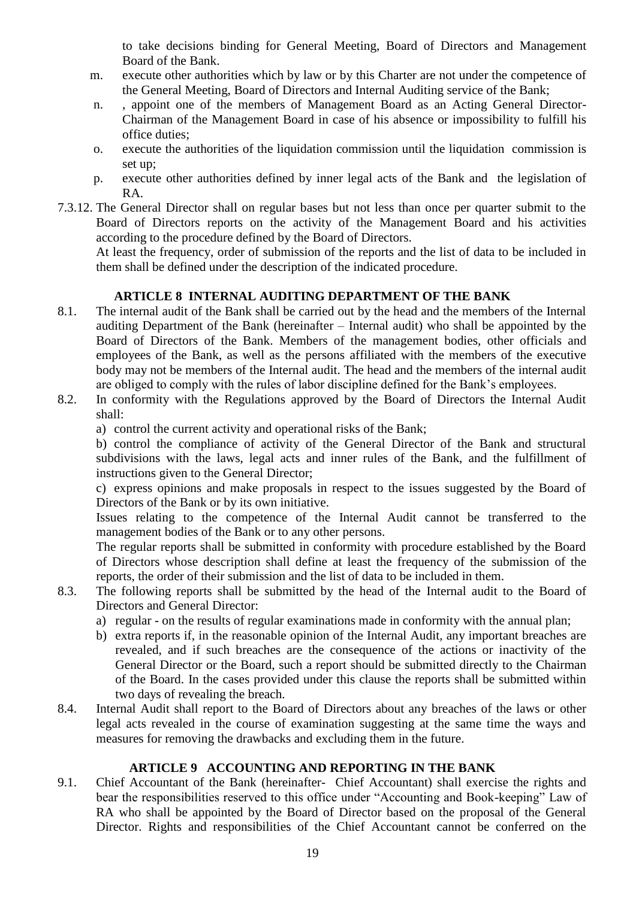to take decisions binding for General Meeting, Board of Directors and Management Board of the Bank.

m. execute other authorities which by law or by this Charter are not under the competence of the General Meeting, Board of Directors and Internal Auditing service of the Bank;

n. , appoint one of the members of Management Board as an Acting General Director-Chairman of the Management Board in case of his absence or impossibility to fulfill his office duties;

o. execute the authorities of the liquidation commission until the liquidation commission is set up;

p. execute other authorities defined by inner legal acts of the Bank and the legislation of RA.

7.3.12. The General Director shall on regular bases but not less than once per quarter submit to the Board of Directors reports on the activity of the Management Board and his activities according to the procedure defined by the Board of Directors.

At least the frequency, order of submission of the reports and the list of data to be included in them shall be defined under the description of the indicated procedure.

## ARTICLE 8 INTERNAL AUDITING DEPARTMENT OF THE BANK

8.1. The internal audit of the Bank shall be carried out by the head and the members of the Internal auditing Department of the Bank (hereinafter – Internal audit) who shall be appointed by the Board of Directors of the Bank. Members of the management bodies, other officials and employees of the Bank, as well as the persons affiliated with the members of the executive body may not be members of the Internal audit. The head and the members of the internal audit are obliged to comply with the rules of labor discipline defined for the Bank's employees.

8.2. In conformity with the Regulations approved by the Board of Directors the Internal Audit shall:

a) control the current activity and operational risks of the Bank;

b) control the compliance of activity of the General Director of the Bank and structural subdivisions with the laws, legal acts and inner rules of the Bank, and the fulfillment of instructions given to the General Director;

c) express opinions and make proposals in respect to the issues suggested by the Board of Directors of the Bank or by its own initiative.

Issues relating to the competence of the Internal Audit cannot be transferred to the management bodies of the Bank or to any other persons.

The regular reports shall be submitted in conformity with procedure established by the Board of Directors whose description shall define at least the frequency of the submission of the reports, the order of their submission and the list of data to be included in them.

8.3. The following reports shall be submitted by the head of the Internal audit to the Board of Directors and General Director:

a) regular - on the results of regular examinations made in conformity with the annual plan;

b) extra reports if, in the reasonable opinion of the Internal Audit, any important breaches are revealed, and if such breaches are the consequence of the actions or inactivity of the General Director or the Board, such a report should be submitted directly to the Chairman of the Board. In the cases provided under this clause the reports shall be submitted within two days of revealing the breach.

8.4. Internal Audit shall report to the Board of Directors about any breaches of the laws or other legal acts revealed in the course of examination suggesting at the same time the ways and measures for removing the drawbacks and excluding them in the future.

## ARTICLE 9 ACCOUNTING AND REPORTING IN THE BANK

9.1. Chief Accountant of the Bank (hereinafter- Chief Accountant) shall exercise the rights and bear the responsibilities reserved to this office under "Accounting and Book-keeping" Law of RA who shall be appointed by the Board of Director based on the proposal of the General Director. Rights and responsibilities of the Chief Accountant cannot be conferred on the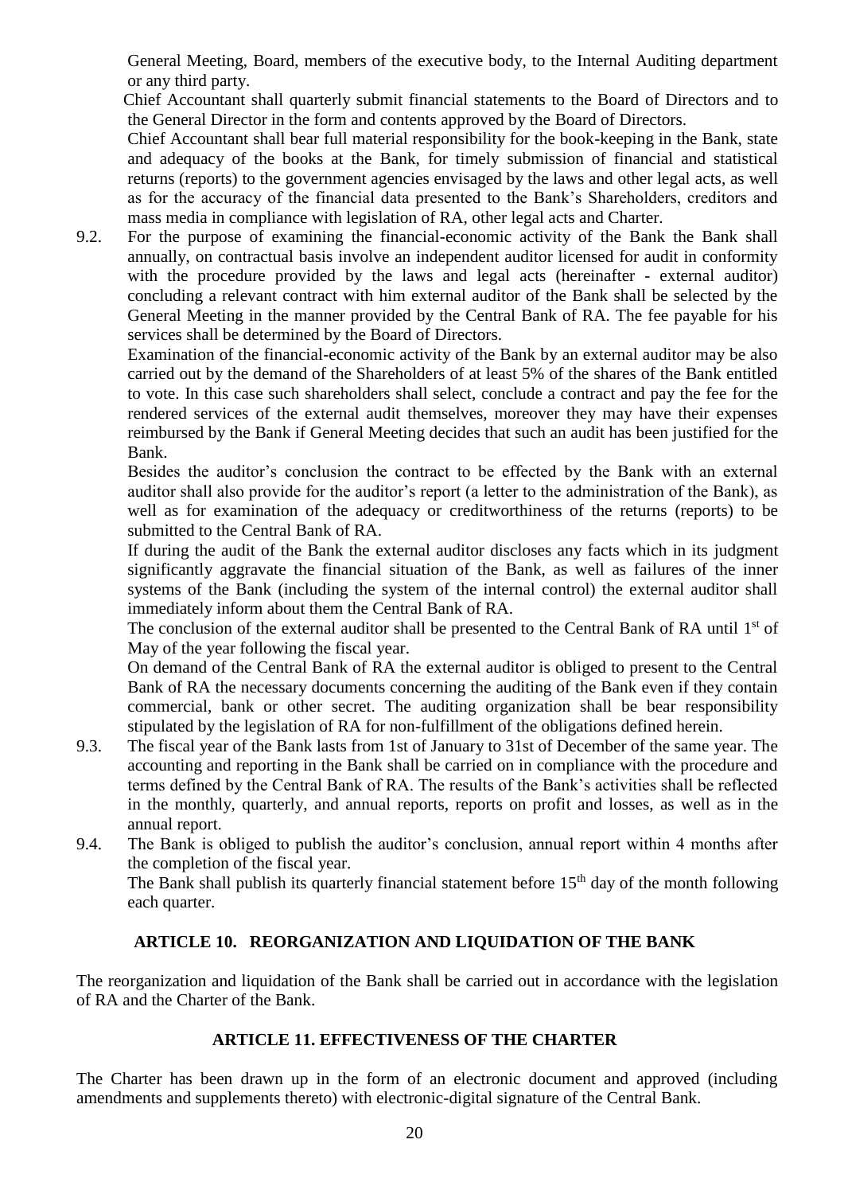General Meeting, Board, members of the executive body, to the Internal Auditing department or any third party.

Chief Accountant shall quarterly submit financial statements to the Board of Directors and to the General Director in the form and contents approved by the Board of Directors.

Chief Accountant shall bear full material responsibility for the book-keeping in the Bank, state and adequacy of the books at the Bank, for timely submission of financial and statistical returns (reports) to the government agencies envisaged by the laws and other legal acts, as well as for the accuracy of the financial data presented to the Bank's Shareholders, creditors and mass media in compliance with legislation of RA, other legal acts and Charter.

9.2. For the purpose of examining the financial-economic activity of the Bank the Bank shall annually, on contractual basis involve an independent auditor licensed for audit in conformity with the procedure provided by the laws and legal acts (hereinafter - external auditor) concluding a relevant contract with him external auditor of the Bank shall be selected by the General Meeting in the manner provided by the Central Bank of RA. The fee payable for his services shall be determined by the Board of Directors.

Examination of the financial-economic activity of the Bank by an external auditor may be also carried out by the demand of the Shareholders of at least 5% of the shares of the Bank entitled to vote. In this case such shareholders shall select, conclude a contract and pay the fee for the rendered services of the external audit themselves, moreover they may have their expenses reimbursed by the Bank if General Meeting decides that such an audit has been justified for the Bank.

Besides the auditor's conclusion the contract to be effected by the Bank with an external auditor shall also provide for the auditor's report (a letter to the administration of the Bank), as well as for examination of the adequacy or creditworthiness of the returns (reports) to be submitted to the Central Bank of RA.

If during the audit of the Bank the external auditor discloses any facts which in its judgment significantly aggravate the financial situation of the Bank, as well as failures of the inner systems of the Bank (including the system of the internal control) the external auditor shall immediately inform about them the Central Bank of RA.

The conclusion of the external auditor shall be presented to the Central Bank of RA until 1st of May of the year following the fiscal year.

On demand of the Central Bank of RA the external auditor is obliged to present to the Central Bank of RA the necessary documents concerning the auditing of the Bank even if they contain commercial, bank or other secret. The auditing organization shall be bear responsibility stipulated by the legislation of RA for non-fulfillment of the obligations defined herein.

9.3. The fiscal year of the Bank lasts from 1st of January to 31st of December of the same year. The accounting and reporting in the Bank shall be carried on in compliance with the procedure and terms defined by the Central Bank of RA. The results of the Bank's activities shall be reflected in the monthly, quarterly, and annual reports, reports on profit and losses, as well as in the annual report.

9.4. The Bank is obliged to publish the auditor's conclusion, annual report within 4 months after the completion of the fiscal year.

The Bank shall publish its quarterly financial statement before 15th day of the month following each quarter.

## ARTICLE 10. REORGANIZATION AND LIQUIDATION OF THE BANK

The reorganization and liquidation of the Bank shall be carried out in accordance with the legislation of RA and the Charter of the Bank.

## ARTICLE 11. EFFECTIVENESS OF THE CHARTER

The Charter has been drawn up in the form of an electronic document and approved (including amendments and supplements thereto) with electronic-digital signature of the Central Bank.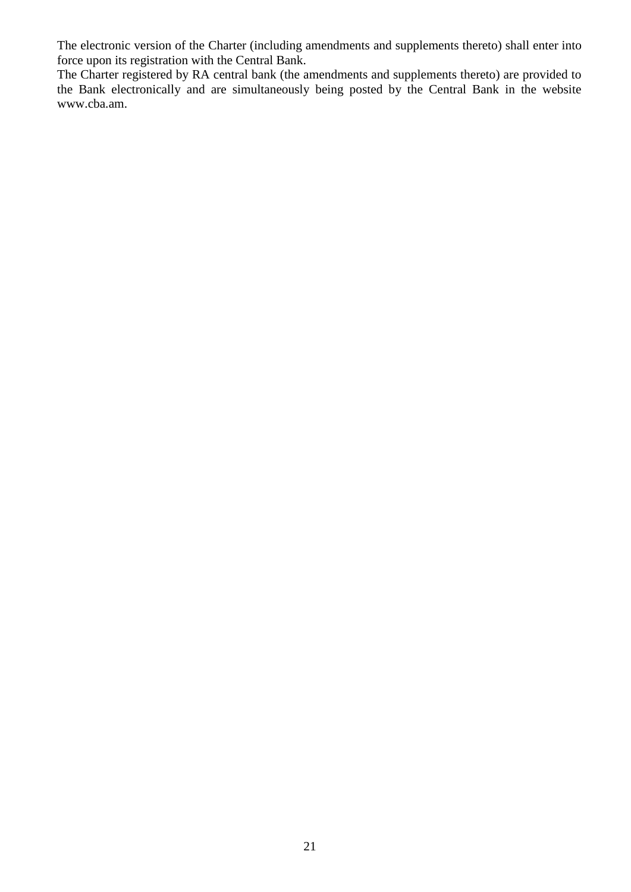The electronic version of the Charter (including amendments and supplements thereto) shall enter into force upon its registration with the Central Bank.
The Charter registered by RA central bank (the amendments and supplements thereto) are provided to the Bank electronically and are simultaneously being posted by the Central Bank in the website www.cba.am.